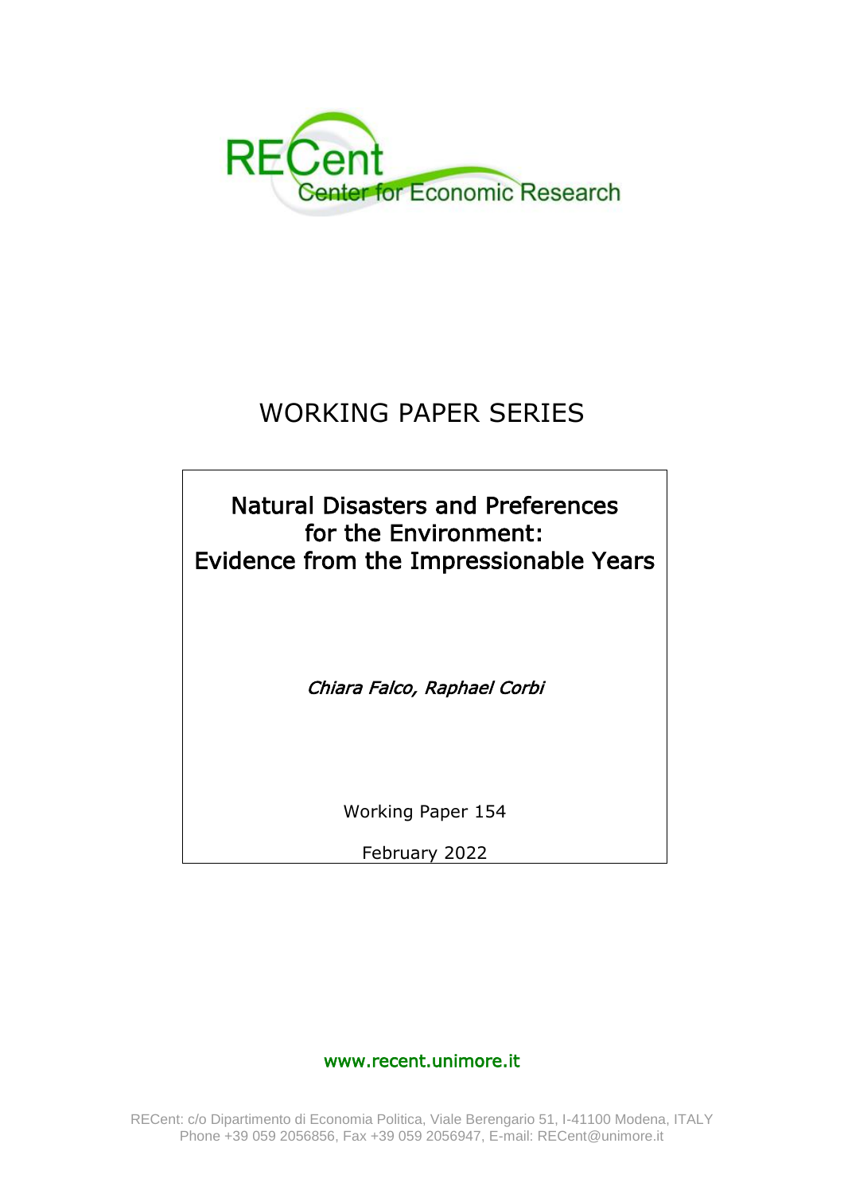RECent
Center for Economic Research

# WORKING PAPER SERIES

## Natural Disasters and Preferences for the Environment: Evidence from the Impressionable Years

*Chiara Falco, Raphael Corbi*

Working Paper 154

February 2022

www.recent.unimore.it

RECent: c/o Dipartimento di Economia Politica, Viale Berengario 51, I-41100 Modena, ITALY
Phone +39 059 2056856, Fax +39 059 2056947, E-mail: RECent@unimore.it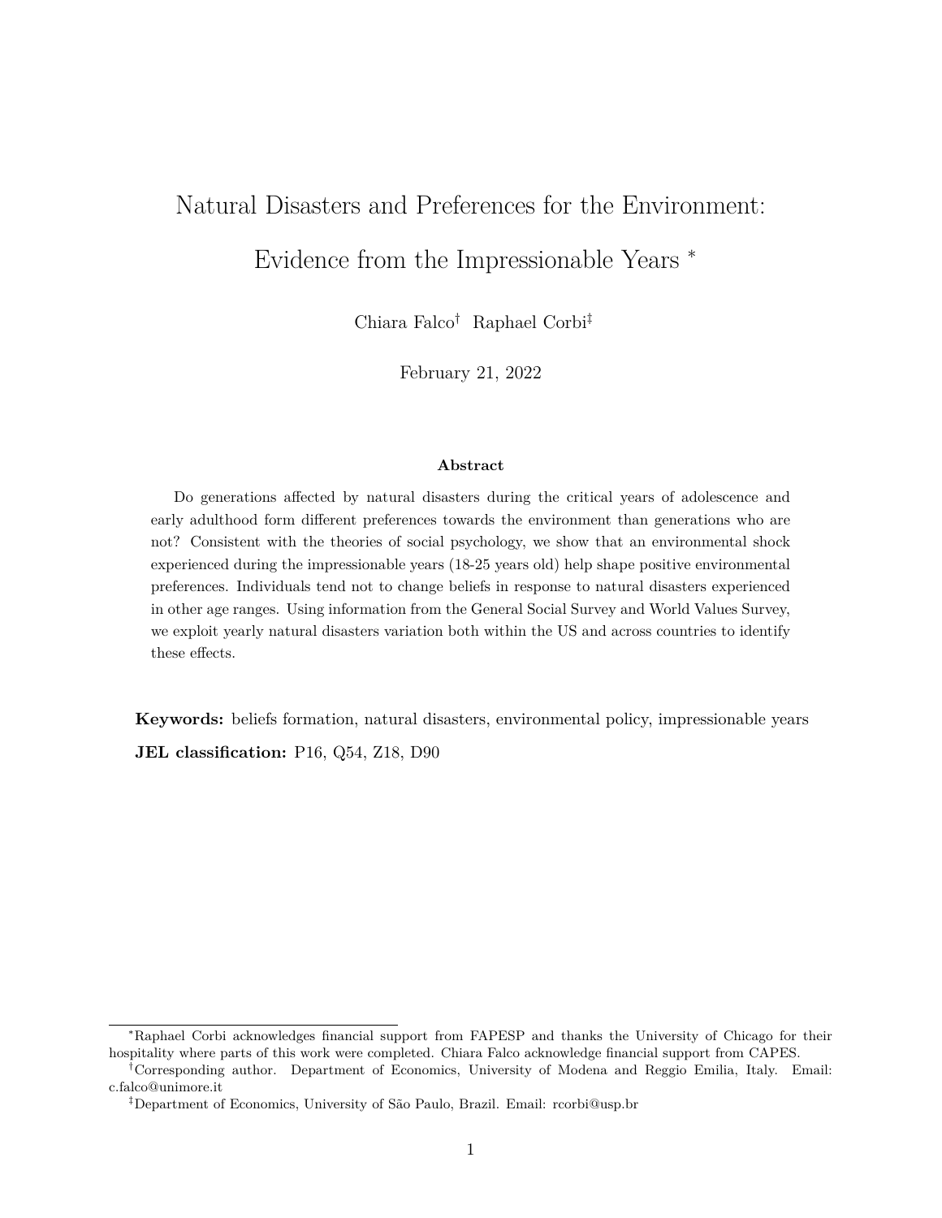# Natural Disasters and Preferences for the Environment: Evidence from the Impressionable Years [*]

Chiara Falco[†] Raphael Corbi[‡]

February 21, 2022

**Abstract**

Do generations affected by natural disasters during the critical years of adolescence and early adulthood form different preferences towards the environment than generations who are not? Consistent with the theories of social psychology, we show that an environmental shock experienced during the impressionable years (18-25 years old) help shape positive environmental preferences. Individuals tend not to change beliefs in response to natural disasters experienced in other age ranges. Using information from the General Social Survey and World Values Survey, we exploit yearly natural disasters variation both within the US and across countries to identify these effects.

**Keywords:** beliefs formation, natural disasters, environmental policy, impressionable years

**JEL classification:** P16, Q54, Z18, D90

---

[*] Raphael Corbi acknowledges financial support from FAPESP and thanks the University of Chicago for their hospitality where parts of this work were completed. Chiara Falco acknowledge financial support from CAPES.

[†] Corresponding author. Department of Economics, University of Modena and Reggio Emilia, Italy. Email: c.falco@unimore.it

[‡] Department of Economics, University of São Paulo, Brazil. Email: rcorbi@usp.br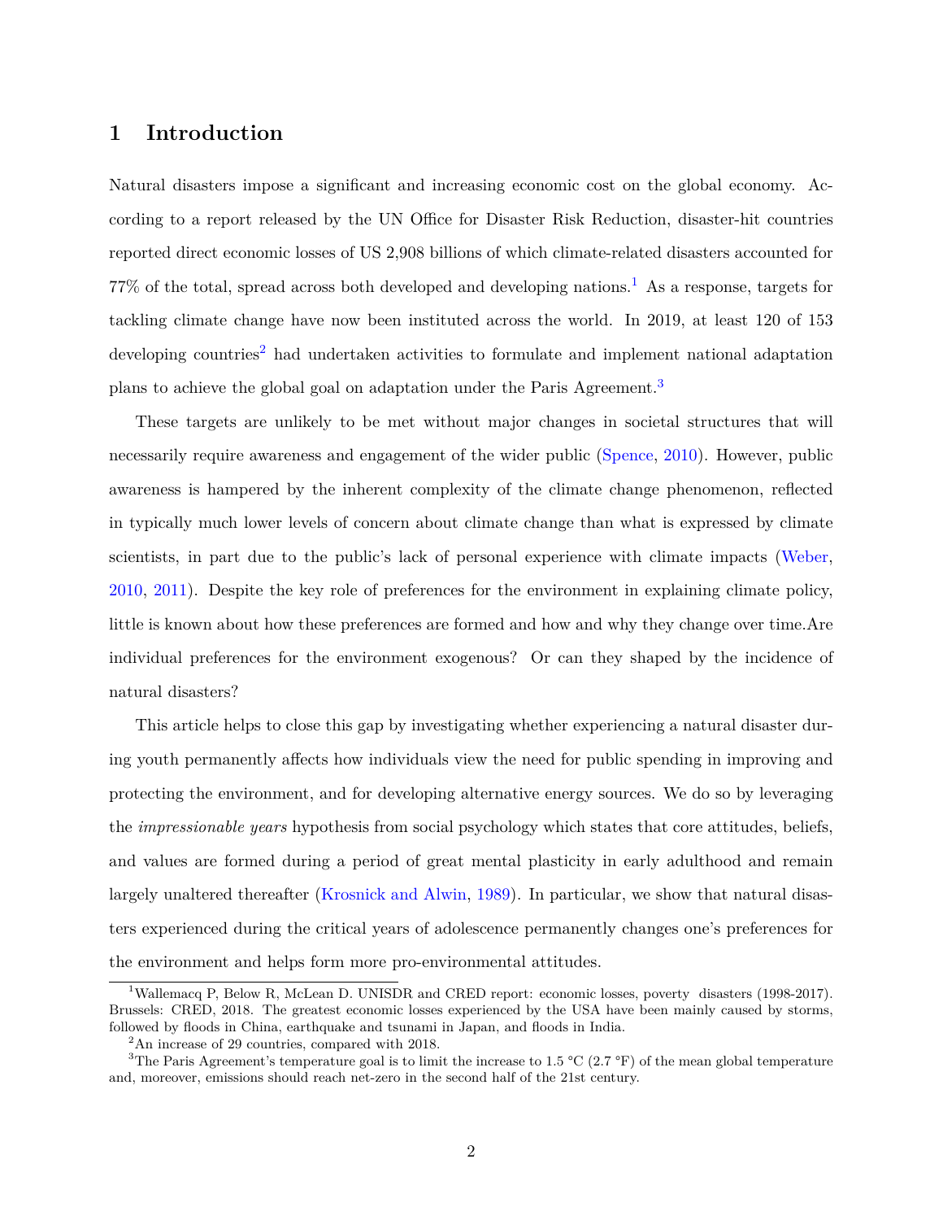# 1 Introduction

Natural disasters impose a significant and increasing economic cost on the global economy. According to a report released by the UN Office for Disaster Risk Reduction, disaster-hit countries reported direct economic losses of US 2,908 billions of which climate-related disasters accounted for 77% of the total, spread across both developed and developing nations.[1] As a response, targets for tackling climate change have now been instituted across the world. In 2019, at least 120 of 153 developing countries[2] had undertaken activities to formulate and implement national adaptation plans to achieve the global goal on adaptation under the Paris Agreement.[3]

These targets are unlikely to be met without major changes in societal structures that will necessarily require awareness and engagement of the wider public (Spence, 2010). However, public awareness is hampered by the inherent complexity of the climate change phenomenon, reflected in typically much lower levels of concern about climate change than what is expressed by climate scientists, in part due to the public's lack of personal experience with climate impacts (Weber, 2010, 2011). Despite the key role of preferences for the environment in explaining climate policy, little is known about how these preferences are formed and how and why they change over time.Are individual preferences for the environment exogenous? Or can they shaped by the incidence of natural disasters?

This article helps to close this gap by investigating whether experiencing a natural disaster during youth permanently affects how individuals view the need for public spending in improving and protecting the environment, and for developing alternative energy sources. We do so by leveraging the *impressionable years* hypothesis from social psychology which states that core attitudes, beliefs, and values are formed during a period of great mental plasticity in early adulthood and remain largely unaltered thereafter (Krosnick and Alwin, 1989). In particular, we show that natural disasters experienced during the critical years of adolescence permanently changes one's preferences for the environment and helps form more pro-environmental attitudes.

[1] Wallemacq P, Below R, McLean D. UNISDR and CRED report: economic losses, poverty disasters (1998-2017). Brussels: CRED, 2018. The greatest economic losses experienced by the USA have been mainly caused by storms, followed by floods in China, earthquake and tsunami in Japan, and floods in India.

[2] An increase of 29 countries, compared with 2018.

[3] The Paris Agreement's temperature goal is to limit the increase to 1.5 °C (2.7 °F) of the mean global temperature and, moreover, emissions should reach net-zero in the second half of the 21st century.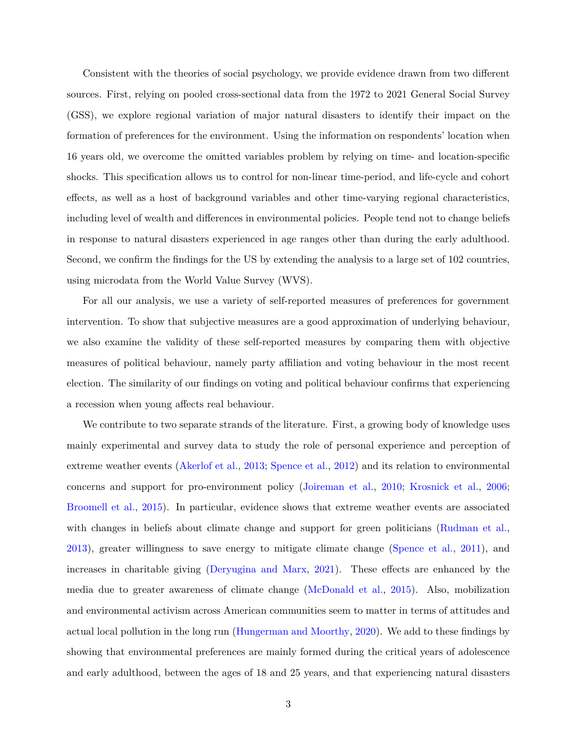Consistent with the theories of social psychology, we provide evidence drawn from two different sources. First, relying on pooled cross-sectional data from the 1972 to 2021 General Social Survey (GSS), we explore regional variation of major natural disasters to identify their impact on the formation of preferences for the environment. Using the information on respondents' location when 16 years old, we overcome the omitted variables problem by relying on time- and location-specific shocks. This specification allows us to control for non-linear time-period, and life-cycle and cohort effects, as well as a host of background variables and other time-varying regional characteristics, including level of wealth and differences in environmental policies. People tend not to change beliefs in response to natural disasters experienced in age ranges other than during the early adulthood. Second, we confirm the findings for the US by extending the analysis to a large set of 102 countries, using microdata from the World Value Survey (WVS).

For all our analysis, we use a variety of self-reported measures of preferences for government intervention. To show that subjective measures are a good approximation of underlying behaviour, we also examine the validity of these self-reported measures by comparing them with objective measures of political behaviour, namely party affiliation and voting behaviour in the most recent election. The similarity of our findings on voting and political behaviour confirms that experiencing a recession when young affects real behaviour.

We contribute to two separate strands of the literature. First, a growing body of knowledge uses mainly experimental and survey data to study the role of personal experience and perception of extreme weather events (Akerlof et al., 2013; Spence et al., 2012) and its relation to environmental concerns and support for pro-environment policy (Joireman et al., 2010; Krosnick et al., 2006; Broomell et al., 2015). In particular, evidence shows that extreme weather events are associated with changes in beliefs about climate change and support for green politicians (Rudman et al., 2013), greater willingness to save energy to mitigate climate change (Spence et al., 2011), and increases in charitable giving (Deryugina and Marx, 2021). These effects are enhanced by the media due to greater awareness of climate change (McDonald et al., 2015). Also, mobilization and environmental activism across American communities seem to matter in terms of attitudes and actual local pollution in the long run (Hungerman and Moorthy, 2020). We add to these findings by showing that environmental preferences are mainly formed during the critical years of adolescence and early adulthood, between the ages of 18 and 25 years, and that experiencing natural disasters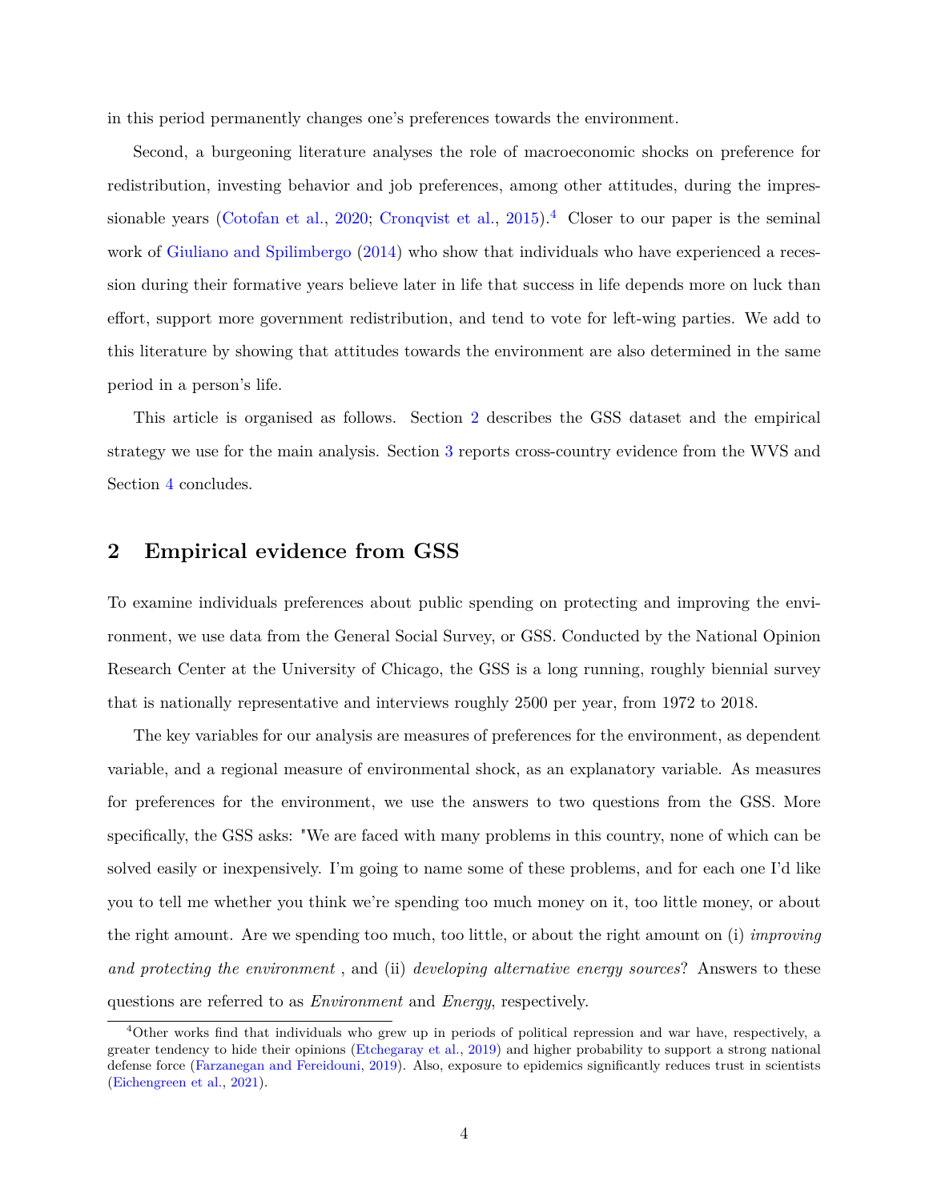in this period permanently changes one's preferences towards the environment.

Second, a burgeoning literature analyses the role of macroeconomic shocks on preference for redistribution, investing behavior and job preferences, among other attitudes, during the impressionable years (Cotofan et al., 2020; Cronqvist et al., 2015).[4] Closer to our paper is the seminal work of Giuliano and Spilimbergo (2014) who show that individuals who have experienced a recession during their formative years believe later in life that success in life depends more on luck than effort, support more government redistribution, and tend to vote for left-wing parties. We add to this literature by showing that attitudes towards the environment are also determined in the same period in a person's life.

This article is organised as follows. Section 2 describes the GSS dataset and the empirical strategy we use for the main analysis. Section 3 reports cross-country evidence from the WVS and Section 4 concludes.

## 2 Empirical evidence from GSS

To examine individuals preferences about public spending on protecting and improving the environment, we use data from the General Social Survey, or GSS. Conducted by the National Opinion Research Center at the University of Chicago, the GSS is a long running, roughly biennial survey that is nationally representative and interviews roughly 2500 per year, from 1972 to 2018.

The key variables for our analysis are measures of preferences for the environment, as dependent variable, and a regional measure of environmental shock, as an explanatory variable. As measures for preferences for the environment, we use the answers to two questions from the GSS. More specifically, the GSS asks: "We are faced with many problems in this country, none of which can be solved easily or inexpensively. I'm going to name some of these problems, and for each one I'd like you to tell me whether you think we're spending too much money on it, too little money, or about the right amount. Are we spending too much, too little, or about the right amount on (i) *improving and protecting the environment* , and (ii) *developing alternative energy sources*? Answers to these questions are referred to as *Environment* and *Energy*, respectively.

[4] Other works find that individuals who grew up in periods of political repression and war have, respectively, a greater tendency to hide their opinions (Etchegaray et al., 2019) and higher probability to support a strong national defense force (Farzanegan and Fereidouni, 2019). Also, exposure to epidemics significantly reduces trust in scientists (Eichengreen et al., 2021).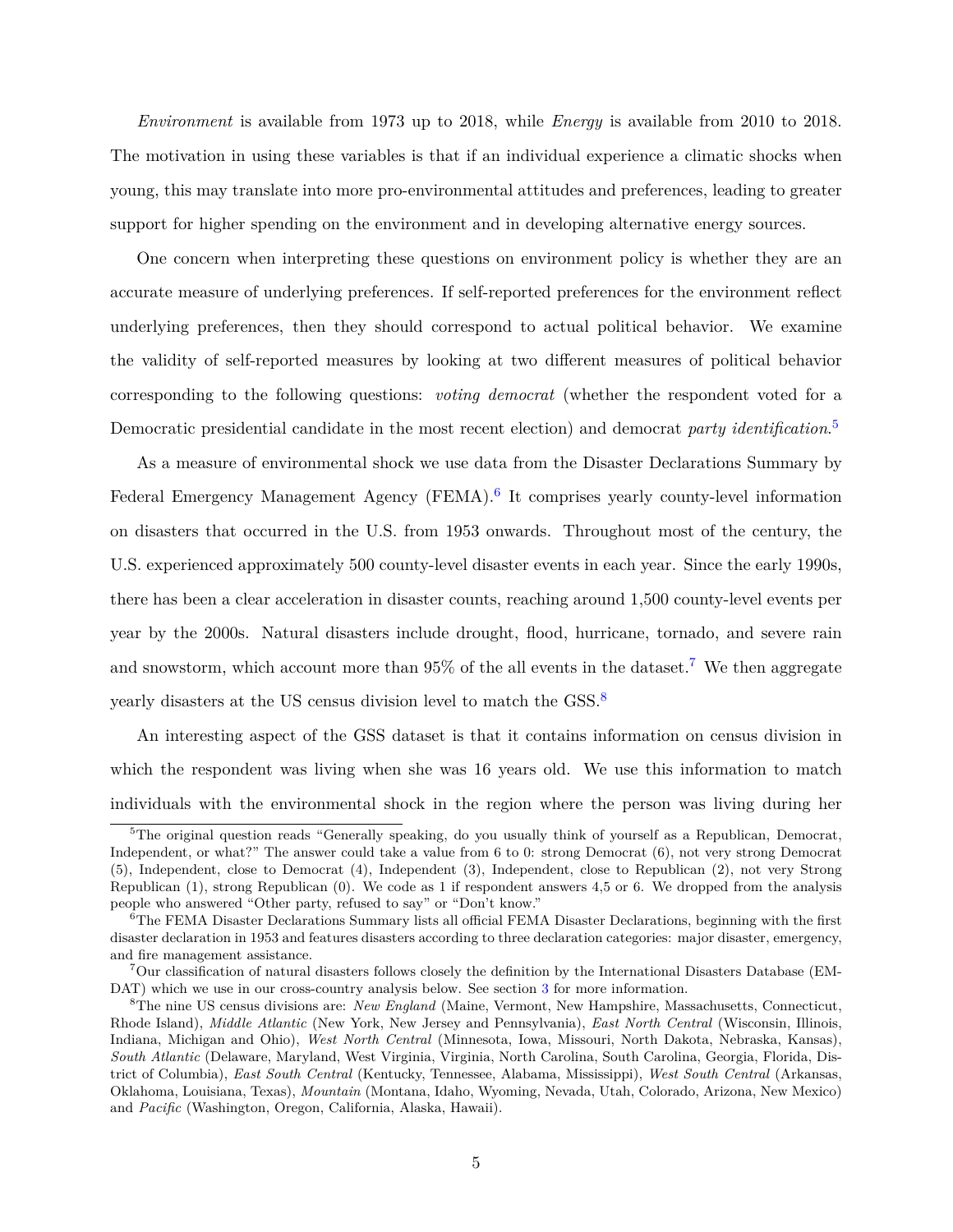*Environment* is available from 1973 up to 2018, while *Energy* is available from 2010 to 2018. The motivation in using these variables is that if an individual experience a climatic shocks when young, this may translate into more pro-environmental attitudes and preferences, leading to greater support for higher spending on the environment and in developing alternative energy sources.

One concern when interpreting these questions on environment policy is whether they are an accurate measure of underlying preferences. If self-reported preferences for the environment reflect underlying preferences, then they should correspond to actual political behavior. We examine the validity of self-reported measures by looking at two different measures of political behavior corresponding to the following questions: *voting democrat* (whether the respondent voted for a Democratic presidential candidate in the most recent election) and democrat *party identification*.[5]

As a measure of environmental shock we use data from the Disaster Declarations Summary by Federal Emergency Management Agency (FEMA).[6] It comprises yearly county-level information on disasters that occurred in the U.S. from 1953 onwards. Throughout most of the century, the U.S. experienced approximately 500 county-level disaster events in each year. Since the early 1990s, there has been a clear acceleration in disaster counts, reaching around 1,500 county-level events per year by the 2000s. Natural disasters include drought, flood, hurricane, tornado, and severe rain and snowstorm, which account more than 95% of the all events in the dataset.[7] We then aggregate yearly disasters at the US census division level to match the GSS.[8]

An interesting aspect of the GSS dataset is that it contains information on census division in which the respondent was living when she was 16 years old. We use this information to match individuals with the environmental shock in the region where the person was living during her

[5] The original question reads "Generally speaking, do you usually think of yourself as a Republican, Democrat, Independent, or what?" The answer could take a value from 6 to 0: strong Democrat (6), not very strong Democrat (5), Independent, close to Democrat (4), Independent (3), Independent, close to Republican (2), not very Strong Republican (1), strong Republican (0). We code as 1 if respondent answers 4,5 or 6. We dropped from the analysis people who answered "Other party, refused to say" or "Don't know."

[6] The FEMA Disaster Declarations Summary lists all official FEMA Disaster Declarations, beginning with the first disaster declaration in 1953 and features disasters according to three declaration categories: major disaster, emergency, and fire management assistance.

[7] Our classification of natural disasters follows closely the definition by the International Disasters Database (EM-DAT) which we use in our cross-country analysis below. See section 3 for more information.

[8] The nine US census divisions are: *New England* (Maine, Vermont, New Hampshire, Massachusetts, Connecticut, Rhode Island), *Middle Atlantic* (New York, New Jersey and Pennsylvania), *East North Central* (Wisconsin, Illinois, Indiana, Michigan and Ohio), *West North Central* (Minnesota, Iowa, Missouri, North Dakota, Nebraska, Kansas), *South Atlantic* (Delaware, Maryland, West Virginia, Virginia, North Carolina, South Carolina, Georgia, Florida, District of Columbia), *East South Central* (Kentucky, Tennessee, Alabama, Mississippi), *West South Central* (Arkansas, Oklahoma, Louisiana, Texas), *Mountain* (Montana, Idaho, Wyoming, Nevada, Utah, Colorado, Arizona, New Mexico) and *Pacific* (Washington, Oregon, California, Alaska, Hawaii).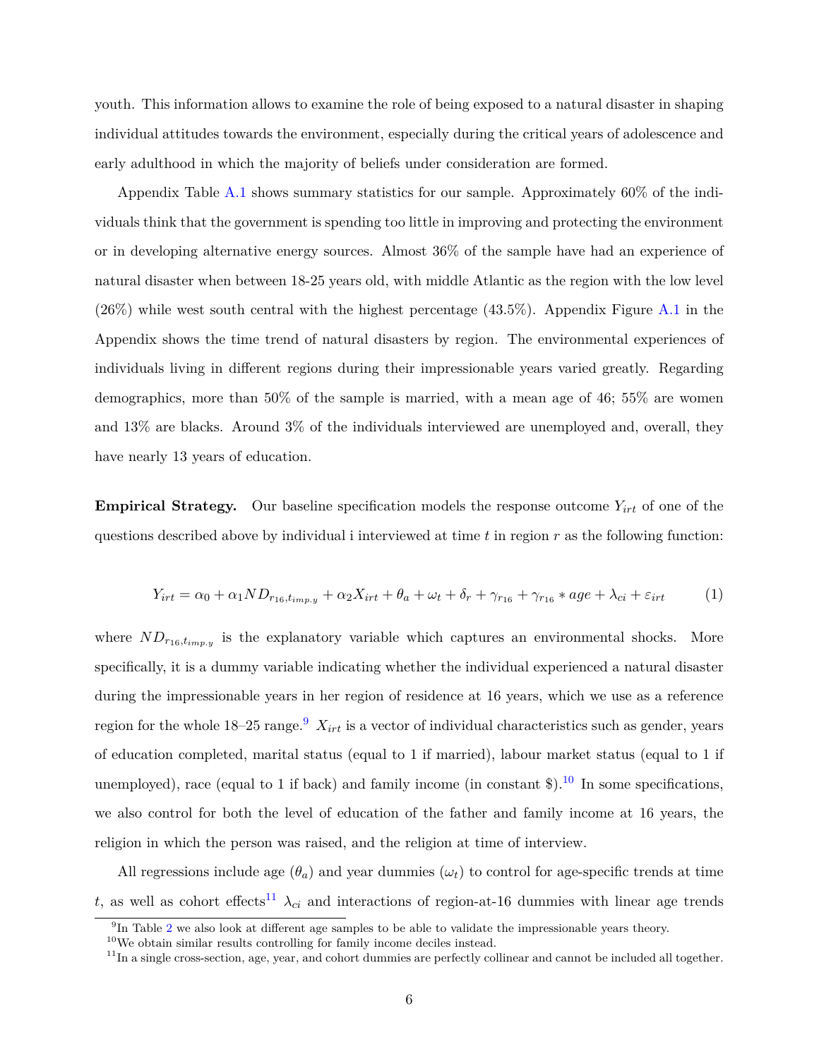youth. This information allows to examine the role of being exposed to a natural disaster in shaping individual attitudes towards the environment, especially during the critical years of adolescence and early adulthood in which the majority of beliefs under consideration are formed.

Appendix Table A.1 shows summary statistics for our sample. Approximately 60% of the individuals think that the government is spending too little in improving and protecting the environment or in developing alternative energy sources. Almost 36% of the sample have had an experience of natural disaster when between 18-25 years old, with middle Atlantic as the region with the low level (26%) while west south central with the highest percentage (43.5%). Appendix Figure A.1 in the Appendix shows the time trend of natural disasters by region. The environmental experiences of individuals living in different regions during their impressionable years varied greatly. Regarding demographics, more than 50% of the sample is married, with a mean age of 46; 55% are women and 13% are blacks. Around 3% of the individuals interviewed are unemployed and, overall, they have nearly 13 years of education.

**Empirical Strategy.** Our baseline specification models the response outcome $Y_{irt}$ of one of the questions described above by individual i interviewed at time $t$ in region $r$ as the following function:

$$Y_{irt} = \alpha_0 + \alpha_1 ND_{r_{16},t_{imp.y}} + \alpha_2 X_{irt} + \theta_a + \omega_t + \delta_r + \gamma_{r_{16}} + \gamma_{r_{16}} * age + \lambda_{ci} + \varepsilon_{irt} \tag{1}$$

where $ND_{r_{16},t_{imp.y}}$ is the explanatory variable which captures an environmental shocks. More specifically, it is a dummy variable indicating whether the individual experienced a natural disaster during the impressionable years in her region of residence at 16 years, which we use as a reference region for the whole 18–25 range.[9] $X_{irt}$ is a vector of individual characteristics such as gender, years of education completed, marital status (equal to 1 if married), labour market status (equal to 1 if unemployed), race (equal to 1 if back) and family income (in constant \$).[10] In some specifications, we also control for both the level of education of the father and family income at 16 years, the religion in which the person was raised, and the religion at time of interview.

All regressions include age ($\theta_a$) and year dummies ($\omega_t$) to control for age-specific trends at time $t$, as well as cohort effects[11] $\lambda_{ci}$ and interactions of region-at-16 dummies with linear age trends

[9] In Table 2 we also look at different age samples to be able to validate the impressionable years theory.

[10] We obtain similar results controlling for family income deciles instead.

[11] In a single cross-section, age, year, and cohort dummies are perfectly collinear and cannot be included all together.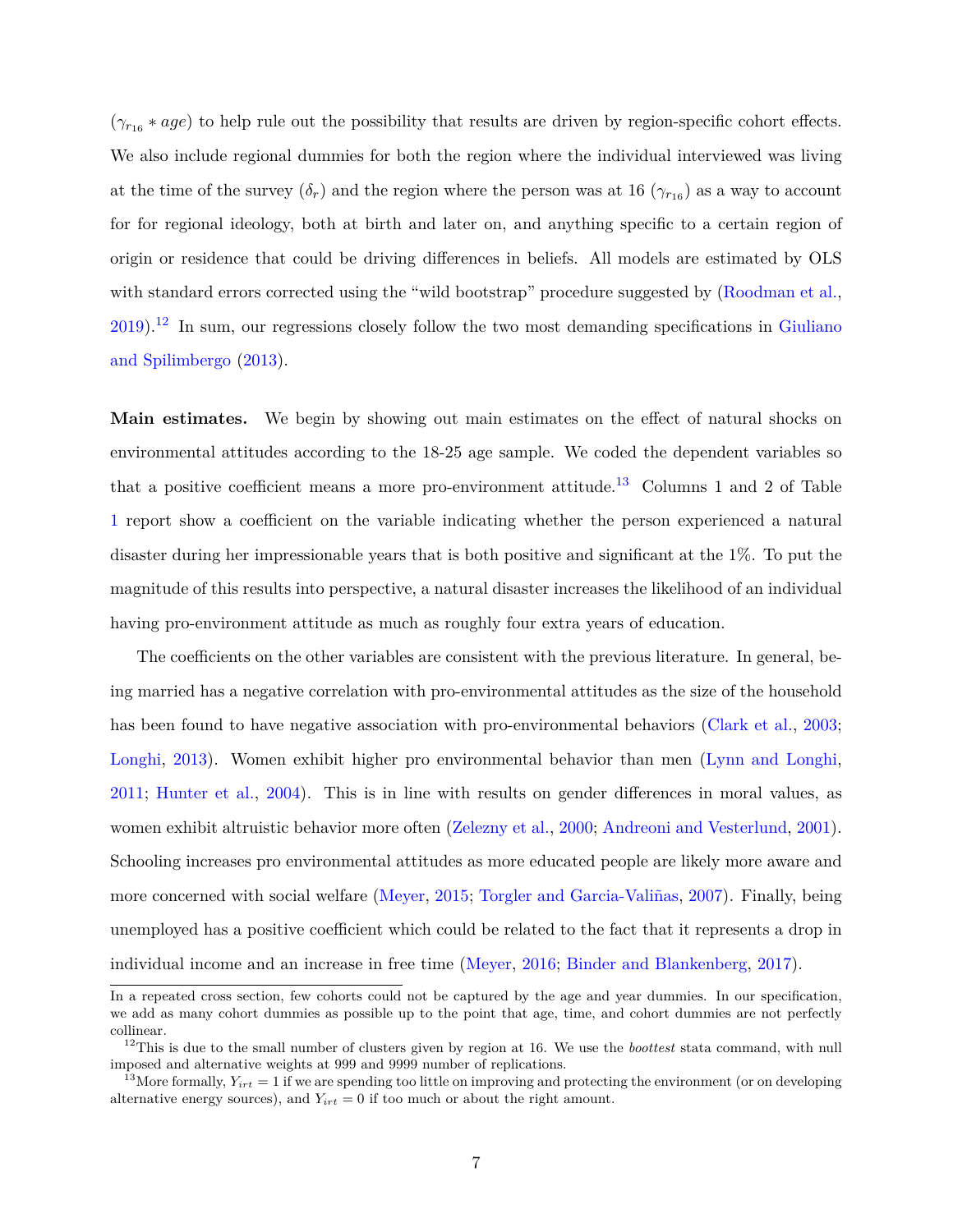($\gamma_{r_{16}} * age$) to help rule out the possibility that results are driven by region-specific cohort effects. We also include regional dummies for both the region where the individual interviewed was living at the time of the survey ($\delta_r$) and the region where the person was at 16 ($\gamma_{r_{16}}$) as a way to account for for regional ideology, both at birth and later on, and anything specific to a certain region of origin or residence that could be driving differences in beliefs. All models are estimated by OLS with standard errors corrected using the "wild bootstrap" procedure suggested by (Roodman et al., 2019).[12] In sum, our regressions closely follow the two most demanding specifications in Giuliano and Spilimbergo (2013).

**Main estimates.** We begin by showing out main estimates on the effect of natural shocks on environmental attitudes according to the 18-25 age sample. We coded the dependent variables so that a positive coefficient means a more pro-environment attitude.[13] Columns 1 and 2 of Table 1 report show a coefficient on the variable indicating whether the person experienced a natural disaster during her impressionable years that is both positive and significant at the 1%. To put the magnitude of this results into perspective, a natural disaster increases the likelihood of an individual having pro-environment attitude as much as roughly four extra years of education.

The coefficients on the other variables are consistent with the previous literature. In general, being married has a negative correlation with pro-environmental attitudes as the size of the household has been found to have negative association with pro-environmental behaviors (Clark et al., 2003; Longhi, 2013). Women exhibit higher pro environmental behavior than men (Lynn and Longhi, 2011; Hunter et al., 2004). This is in line with results on gender differences in moral values, as women exhibit altruistic behavior more often (Zelezny et al., 2000; Andreoni and Vesterlund, 2001). Schooling increases pro environmental attitudes as more educated people are likely more aware and more concerned with social welfare (Meyer, 2015; Torgler and Garcia-Valiñas, 2007). Finally, being unemployed has a positive coefficient which could be related to the fact that it represents a drop in individual income and an increase in free time (Meyer, 2016; Binder and Blankenberg, 2017).

---

In a repeated cross section, few cohorts could not be captured by the age and year dummies. In our specification, we add as many cohort dummies as possible up to the point that age, time, and cohort dummies are not perfectly collinear.

[12] This is due to the small number of clusters given by region at 16. We use the *boottest* stata command, with null imposed and alternative weights at 999 and 9999 number of replications.

[13] More formally, $Y_{irt} = 1$ if we are spending too little on improving and protecting the environment (or on developing alternative energy sources), and $Y_{irt} = 0$ if too much or about the right amount.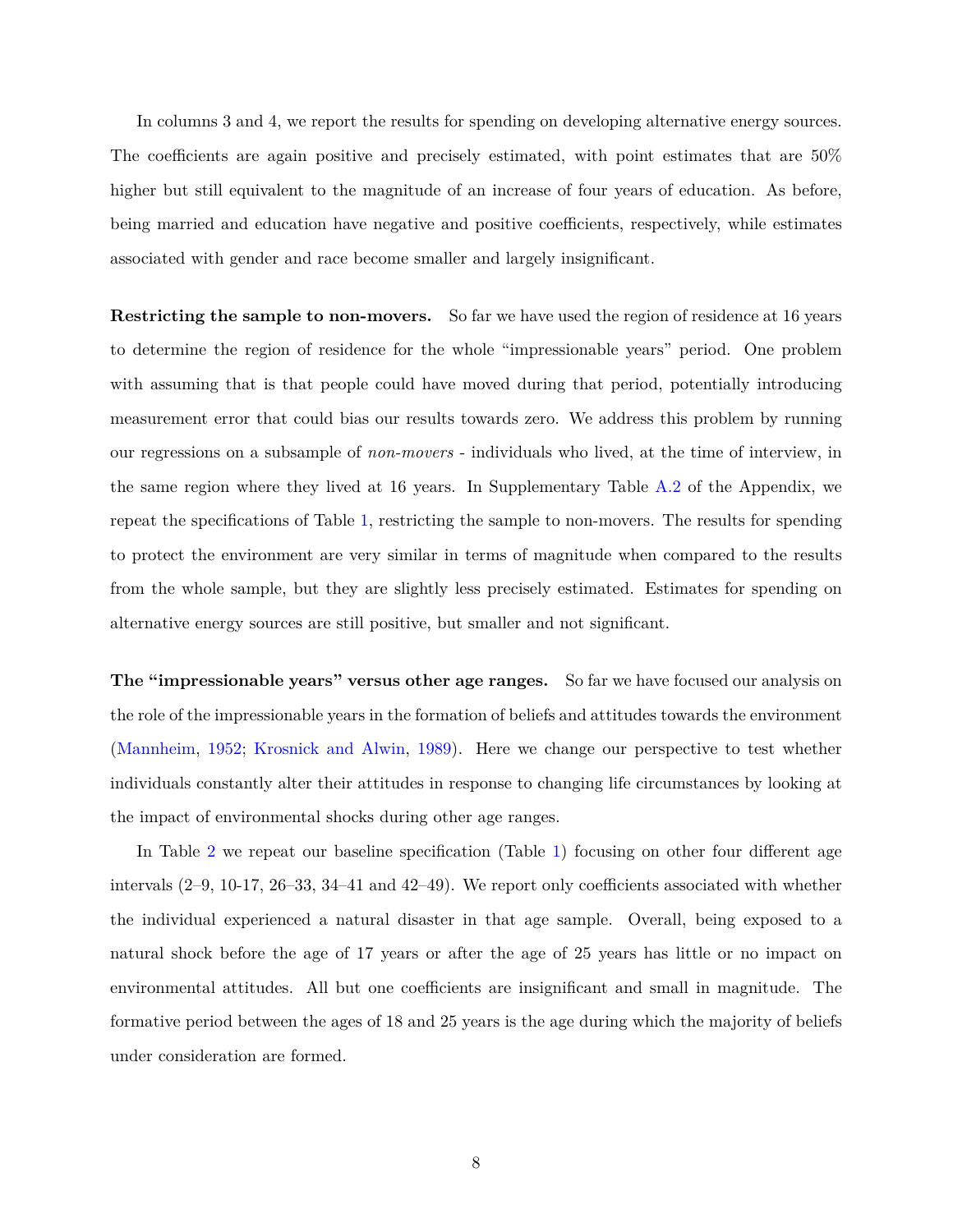In columns 3 and 4, we report the results for spending on developing alternative energy sources. The coefficients are again positive and precisely estimated, with point estimates that are 50% higher but still equivalent to the magnitude of an increase of four years of education. As before, being married and education have negative and positive coefficients, respectively, while estimates associated with gender and race become smaller and largely insignificant.

**Restricting the sample to non-movers.** So far we have used the region of residence at 16 years to determine the region of residence for the whole "impressionable years" period. One problem with assuming that is that people could have moved during that period, potentially introducing measurement error that could bias our results towards zero. We address this problem by running our regressions on a subsample of *non-movers* - individuals who lived, at the time of interview, in the same region where they lived at 16 years. In Supplementary Table A.2 of the Appendix, we repeat the specifications of Table 1, restricting the sample to non-movers. The results for spending to protect the environment are very similar in terms of magnitude when compared to the results from the whole sample, but they are slightly less precisely estimated. Estimates for spending on alternative energy sources are still positive, but smaller and not significant.

**The "impressionable years" versus other age ranges.** So far we have focused our analysis on the role of the impressionable years in the formation of beliefs and attitudes towards the environment (Mannheim, 1952; Krosnick and Alwin, 1989). Here we change our perspective to test whether individuals constantly alter their attitudes in response to changing life circumstances by looking at the impact of environmental shocks during other age ranges.

In Table 2 we repeat our baseline specification (Table 1) focusing on other four different age intervals (2–9, 10-17, 26–33, 34–41 and 42–49). We report only coefficients associated with whether the individual experienced a natural disaster in that age sample. Overall, being exposed to a natural shock before the age of 17 years or after the age of 25 years has little or no impact on environmental attitudes. All but one coefficients are insignificant and small in magnitude. The formative period between the ages of 18 and 25 years is the age during which the majority of beliefs under consideration are formed.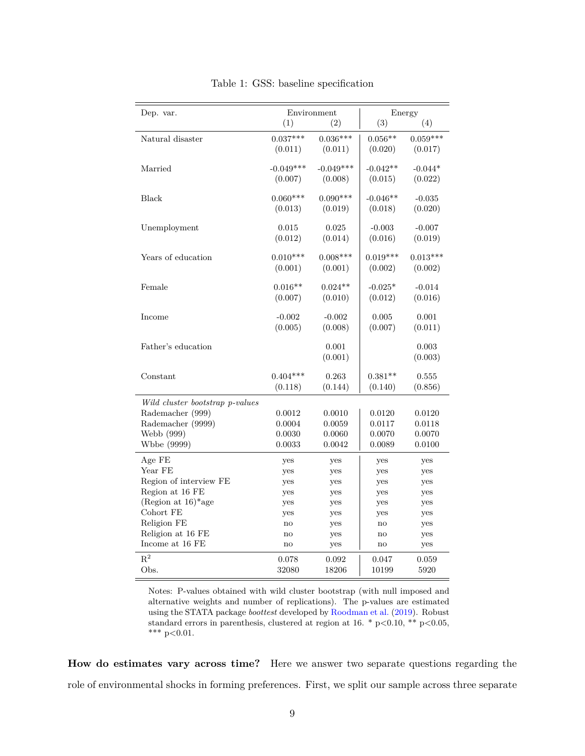Table 1: GSS: baseline specification

| Dep. var. | Environment | | Energy | |
|---|---|---|---|---|
| | (1) | (2) | (3) | (4) |
| Natural disaster | 0.037*** | 0.036*** | 0.056** | 0.059*** |
| | (0.011) | (0.011) | (0.020) | (0.017) |
| Married | -0.049*** | -0.049*** | -0.042** | -0.044* |
| | (0.007) | (0.008) | (0.015) | (0.022) |
| Black | 0.060*** | 0.090*** | -0.046** | -0.035 |
| | (0.013) | (0.019) | (0.018) | (0.020) |
| Unemployment | 0.015 | 0.025 | -0.003 | -0.007 |
| | (0.012) | (0.014) | (0.016) | (0.019) |
| Years of education | 0.010*** | 0.008*** | 0.019*** | 0.013*** |
| | (0.001) | (0.001) | (0.002) | (0.002) |
| Female | 0.016** | 0.024** | -0.025* | -0.014 |
| | (0.007) | (0.010) | (0.012) | (0.016) |
| Income | -0.002 | -0.002 | 0.005 | 0.001 |
| | (0.005) | (0.008) | (0.007) | (0.011) |
| Father's education | | 0.001 | | 0.003 |
| | | (0.001) | | (0.003) |
| Constant | 0.404*** | 0.263 | 0.381** | 0.555 |
| | (0.118) | (0.144) | (0.140) | (0.856) |
| *Wild cluster bootstrap p-values* | | | | |
| Rademacher (999) | 0.0012 | 0.0010 | 0.0120 | 0.0120 |
| Rademacher (9999) | 0.0004 | 0.0059 | 0.0117 | 0.0118 |
| Webb (999) | 0.0030 | 0.0060 | 0.0070 | 0.0070 |
| Wbbe (9999) | 0.0033 | 0.0042 | 0.0089 | 0.0100 |
| Age FE | yes | yes | yes | yes |
| Year FE | yes | yes | yes | yes |
| Region of interview FE | yes | yes | yes | yes |
| Region at 16 FE | yes | yes | yes | yes |
| (Region at 16)*age | yes | yes | yes | yes |
| Cohort FE | yes | yes | yes | yes |
| Religion FE | no | yes | no | yes |
| Religion at 16 FE | no | yes | no | yes |
| Income at 16 FE | no | yes | no | yes |
| $R^2$ | 0.078 | 0.092 | 0.047 | 0.059 |
| Obs. | 32080 | 18206 | 10199 | 5920 |

Notes: P-values obtained with wild cluster bootstrap (with null imposed and alternative weights and number of replications). The p-values are estimated using the STATA package *boottest* developed by Roodman et al. (2019). Robust standard errors in parenthesis, clustered at region at 16. * p<0.10, ** p<0.05, *** p<0.01.

**How do estimates vary across time?** Here we answer two separate questions regarding the role of environmental shocks in forming preferences. First, we split our sample across three separate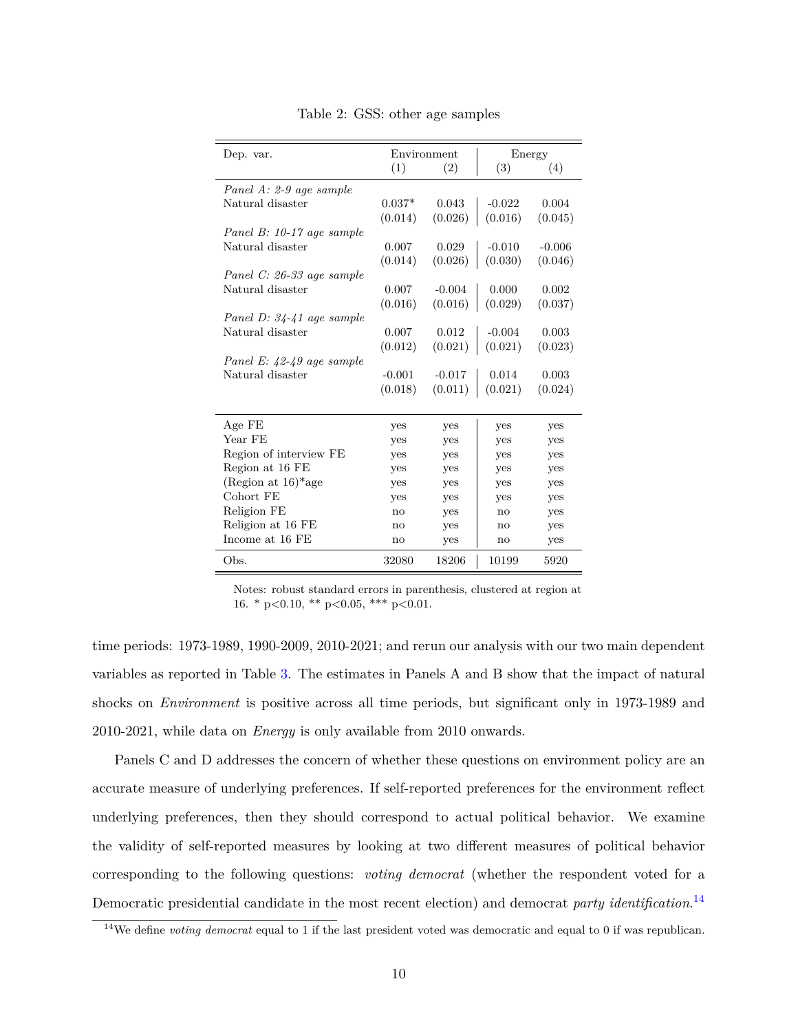Table 2: GSS: other age samples

| Dep. var. | Environment | | Energy | |
|---|---|---|---|---|
| | (1) | (2) | (3) | (4) |
| *Panel A: 2-9 age sample* | | | | |
| Natural disaster | 0.037* | 0.043 | -0.022 | 0.004 |
| | (0.014) | (0.026) | (0.016) | (0.045) |
| *Panel B: 10-17 age sample* | | | | |
| Natural disaster | 0.007 | 0.029 | -0.010 | -0.006 |
| | (0.014) | (0.026) | (0.030) | (0.046) |
| *Panel C: 26-33 age sample* | | | | |
| Natural disaster | 0.007 | -0.004 | 0.000 | 0.002 |
| | (0.016) | (0.016) | (0.029) | (0.037) |
| *Panel D: 34-41 age sample* | | | | |
| Natural disaster | 0.007 | 0.012 | -0.004 | 0.003 |
| | (0.012) | (0.021) | (0.021) | (0.023) |
| *Panel E: 42-49 age sample* | | | | |
| Natural disaster | -0.001 | -0.017 | 0.014 | 0.003 |
| | (0.018) | (0.011) | (0.021) | (0.024) |
| Age FE | yes | yes | yes | yes |
| Year FE | yes | yes | yes | yes |
| Region of interview FE | yes | yes | yes | yes |
| Region at 16 FE | yes | yes | yes | yes |
| (Region at 16)*age | yes | yes | yes | yes |
| Cohort FE | yes | yes | yes | yes |
| Religion FE | no | yes | no | yes |
| Religion at 16 FE | no | yes | no | yes |
| Income at 16 FE | no | yes | no | yes |
| Obs. | 32080 | 18206 | 10199 | 5920 |

Notes: robust standard errors in parenthesis, clustered at region at 16. * p<0.10, ** p<0.05, *** p<0.01.

time periods: 1973-1989, 1990-2009, 2010-2021; and rerun our analysis with our two main dependent variables as reported in Table 3. The estimates in Panels A and B show that the impact of natural shocks on *Environment* is positive across all time periods, but significant only in 1973-1989 and 2010-2021, while data on *Energy* is only available from 2010 onwards.

Panels C and D addresses the concern of whether these questions on environment policy are an accurate measure of underlying preferences. If self-reported preferences for the environment reflect underlying preferences, then they should correspond to actual political behavior. We examine the validity of self-reported measures by looking at two different measures of political behavior corresponding to the following questions: *voting democrat* (whether the respondent voted for a Democratic presidential candidate in the most recent election) and democrat *party identification*.[14]

[14] We define *voting democrat* equal to 1 if the last president voted was democratic and equal to 0 if was republican.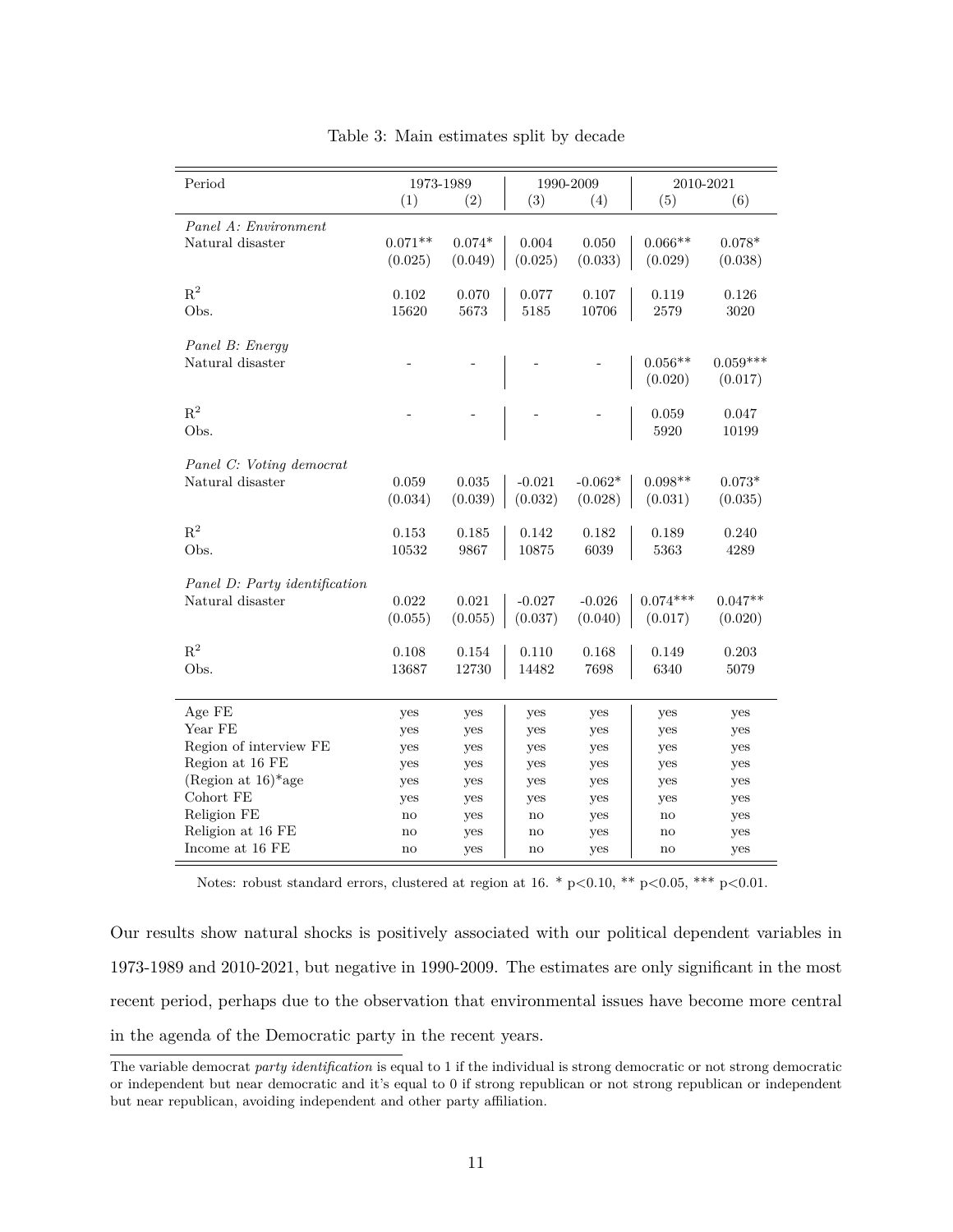Table 3: Main estimates split by decade

| Period | 1973-1989 | | 1990-2009 | | 2010-2021 | |
|---|---|---|---|---|---|---|
| | (1) | (2) | (3) | (4) | (5) | (6) |
| *Panel A: Environment* | | | | | | |
| Natural disaster | 0.071** | 0.074* | 0.004 | 0.050 | 0.066** | 0.078* |
| | (0.025) | (0.049) | (0.025) | (0.033) | (0.029) | (0.038) |
| $R^2$ | 0.102 | 0.070 | 0.077 | 0.107 | 0.119 | 0.126 |
| Obs. | 15620 | 5673 | 5185 | 10706 | 2579 | 3020 |
| *Panel B: Energy* | | | | | | |
| Natural disaster | - | - | - | - | 0.056** | 0.059*** |
| | | | | | (0.020) | (0.017) |
| $R^2$ | - | - | - | - | 0.059 | 0.047 |
| Obs. | | | | | 5920 | 10199 |
| *Panel C: Voting democrat* | | | | | | |
| Natural disaster | 0.059 | 0.035 | -0.021 | -0.062* | 0.098** | 0.073* |
| | (0.034) | (0.039) | (0.032) | (0.028) | (0.031) | (0.035) |
| $R^2$ | 0.153 | 0.185 | 0.142 | 0.182 | 0.189 | 0.240 |
| Obs. | 10532 | 9867 | 10875 | 6039 | 5363 | 4289 |
| *Panel D: Party identification* | | | | | | |
| Natural disaster | 0.022 | 0.021 | -0.027 | -0.026 | 0.074*** | 0.047** |
| | (0.055) | (0.055) | (0.037) | (0.040) | (0.017) | (0.020) |
| $R^2$ | 0.108 | 0.154 | 0.110 | 0.168 | 0.149 | 0.203 |
| Obs. | 13687 | 12730 | 14482 | 7698 | 6340 | 5079 |
| Age FE | yes | yes | yes | yes | yes | yes |
| Year FE | yes | yes | yes | yes | yes | yes |
| Region of interview FE | yes | yes | yes | yes | yes | yes |
| Region at 16 FE | yes | yes | yes | yes | yes | yes |
| (Region at 16)*age | yes | yes | yes | yes | yes | yes |
| Cohort FE | yes | yes | yes | yes | yes | yes |
| Religion FE | no | yes | no | yes | no | yes |
| Religion at 16 FE | no | yes | no | yes | no | yes |
| Income at 16 FE | no | yes | no | yes | no | yes |

Notes: robust standard errors, clustered at region at 16. * p<0.10, ** p<0.05, *** p<0.01.

Our results show natural shocks is positively associated with our political dependent variables in 1973-1989 and 2010-2021, but negative in 1990-2009. The estimates are only significant in the most recent period, perhaps due to the observation that environmental issues have become more central in the agenda of the Democratic party in the recent years.

The variable democrat *party identification* is equal to 1 if the individual is strong democratic or not strong democratic or independent but near democratic and it's equal to 0 if strong republican or not strong republican or independent but near republican, avoiding independent and other party affiliation.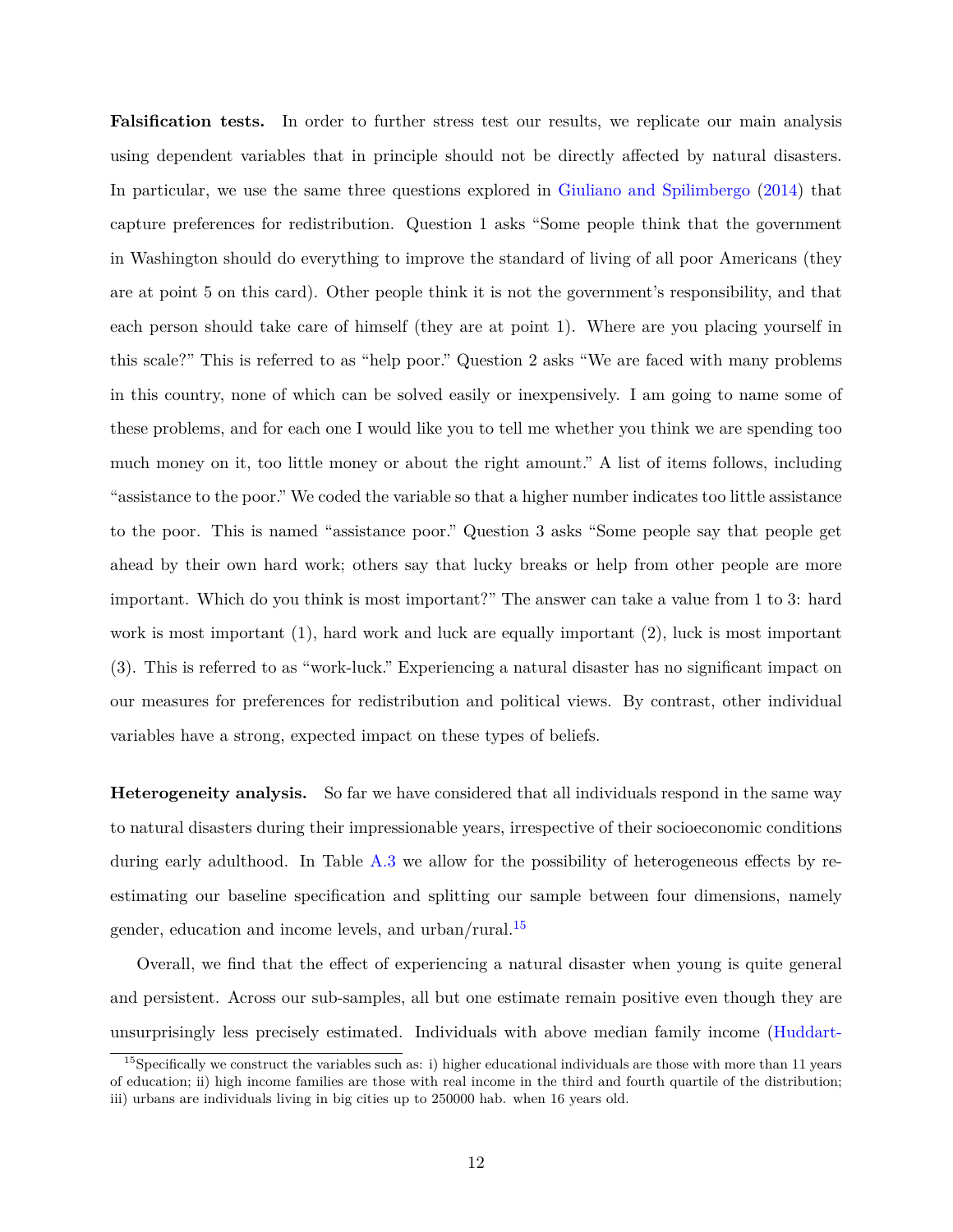**Falsification tests.** In order to further stress test our results, we replicate our main analysis using dependent variables that in principle should not be directly affected by natural disasters. In particular, we use the same three questions explored in Giuliano and Spilimbergo (2014) that capture preferences for redistribution. Question 1 asks "Some people think that the government in Washington should do everything to improve the standard of living of all poor Americans (they are at point 5 on this card). Other people think it is not the government's responsibility, and that each person should take care of himself (they are at point 1). Where are you placing yourself in this scale?" This is referred to as "help poor." Question 2 asks "We are faced with many problems in this country, none of which can be solved easily or inexpensively. I am going to name some of these problems, and for each one I would like you to tell me whether you think we are spending too much money on it, too little money or about the right amount." A list of items follows, including "assistance to the poor." We coded the variable so that a higher number indicates too little assistance to the poor. This is named "assistance poor." Question 3 asks "Some people say that people get ahead by their own hard work; others say that lucky breaks or help from other people are more important. Which do you think is most important?" The answer can take a value from 1 to 3: hard work is most important (1), hard work and luck are equally important (2), luck is most important (3). This is referred to as "work-luck." Experiencing a natural disaster has no significant impact on our measures for preferences for redistribution and political views. By contrast, other individual variables have a strong, expected impact on these types of beliefs.

**Heterogeneity analysis.** So far we have considered that all individuals respond in the same way to natural disasters during their impressionable years, irrespective of their socioeconomic conditions during early adulthood. In Table A.3 we allow for the possibility of heterogeneous effects by re-estimating our baseline specification and splitting our sample between four dimensions, namely gender, education and income levels, and urban/rural.[15]

Overall, we find that the effect of experiencing a natural disaster when young is quite general and persistent. Across our sub-samples, all but one estimate remain positive even though they are unsurprisingly less precisely estimated. Individuals with above median family income (Huddart-

[15] Specifically we construct the variables such as: i) higher educational individuals are those with more than 11 years of education; ii) high income families are those with real income in the third and fourth quartile of the distribution; iii) urbans are individuals living in big cities up to 250000 hab. when 16 years old.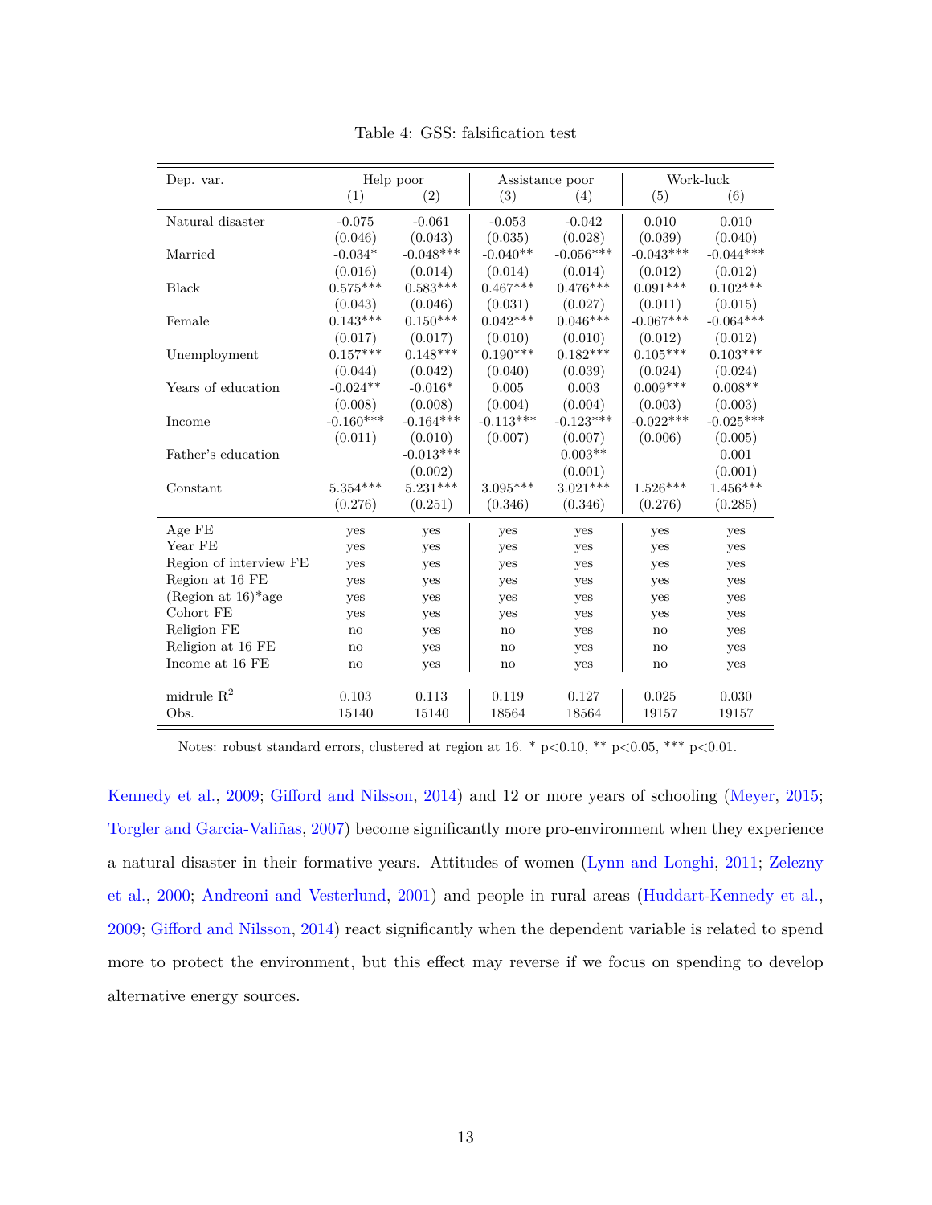Table 4: GSS: falsification test

| Dep. var. | Help poor | | Assistance poor | | Work-luck | |
|---|---|---|---|---|---|---|
| | (1) | (2) | (3) | (4) | (5) | (6) |
| Natural disaster | -0.075 | -0.061 | -0.053 | -0.042 | 0.010 | 0.010 |
| | (0.046) | (0.043) | (0.035) | (0.028) | (0.039) | (0.040) |
| Married | -0.034* | -0.048*** | -0.040** | -0.056*** | -0.043*** | -0.044*** |
| | (0.016) | (0.014) | (0.014) | (0.014) | (0.012) | (0.012) |
| Black | 0.575*** | 0.583*** | 0.467*** | 0.476*** | 0.091*** | 0.102*** |
| | (0.043) | (0.046) | (0.031) | (0.027) | (0.011) | (0.015) |
| Female | 0.143*** | 0.150*** | 0.042*** | 0.046*** | -0.067*** | -0.064*** |
| | (0.017) | (0.017) | (0.010) | (0.010) | (0.012) | (0.012) |
| Unemployment | 0.157*** | 0.148*** | 0.190*** | 0.182*** | 0.105*** | 0.103*** |
| | (0.044) | (0.042) | (0.040) | (0.039) | (0.024) | (0.024) |
| Years of education | -0.024** | -0.016* | 0.005 | 0.003 | 0.009*** | 0.008** |
| | (0.008) | (0.008) | (0.004) | (0.004) | (0.003) | (0.003) |
| Income | -0.160*** | -0.164*** | -0.113*** | -0.123*** | -0.022*** | -0.025*** |
| | (0.011) | (0.010) | (0.007) | (0.007) | (0.006) | (0.005) |
| Father's education | | -0.013*** | | 0.003** | | 0.001 |
| | | (0.002) | | (0.001) | | (0.001) |
| Constant | 5.354*** | 5.231*** | 3.095*** | 3.021*** | 1.526*** | 1.456*** |
| | (0.276) | (0.251) | (0.346) | (0.346) | (0.276) | (0.285) |
| Age FE | yes | yes | yes | yes | yes | yes |
| Year FE | yes | yes | yes | yes | yes | yes |
| Region of interview FE | yes | yes | yes | yes | yes | yes |
| Region at 16 FE | yes | yes | yes | yes | yes | yes |
| (Region at 16)*age | yes | yes | yes | yes | yes | yes |
| Cohort FE | yes | yes | yes | yes | yes | yes |
| Religion FE | no | yes | no | yes | no | yes |
| Religion at 16 FE | no | yes | no | yes | no | yes |
| Income at 16 FE | no | yes | no | yes | no | yes |
| midrule $R^2$ | 0.103 | 0.113 | 0.119 | 0.127 | 0.025 | 0.030 |
| Obs. | 15140 | 15140 | 18564 | 18564 | 19157 | 19157 |

Notes: robust standard errors, clustered at region at 16. * p<0.10, ** p<0.05, *** p<0.01.

Kennedy et al., 2009; Gifford and Nilsson, 2014) and 12 or more years of schooling (Meyer, 2015; Torgler and Garcia-Valiñas, 2007) become significantly more pro-environment when they experience a natural disaster in their formative years. Attitudes of women (Lynn and Longhi, 2011; Zelezny et al., 2000; Andreoni and Vesterlund, 2001) and people in rural areas (Huddart-Kennedy et al., 2009; Gifford and Nilsson, 2014) react significantly when the dependent variable is related to spend more to protect the environment, but this effect may reverse if we focus on spending to develop alternative energy sources.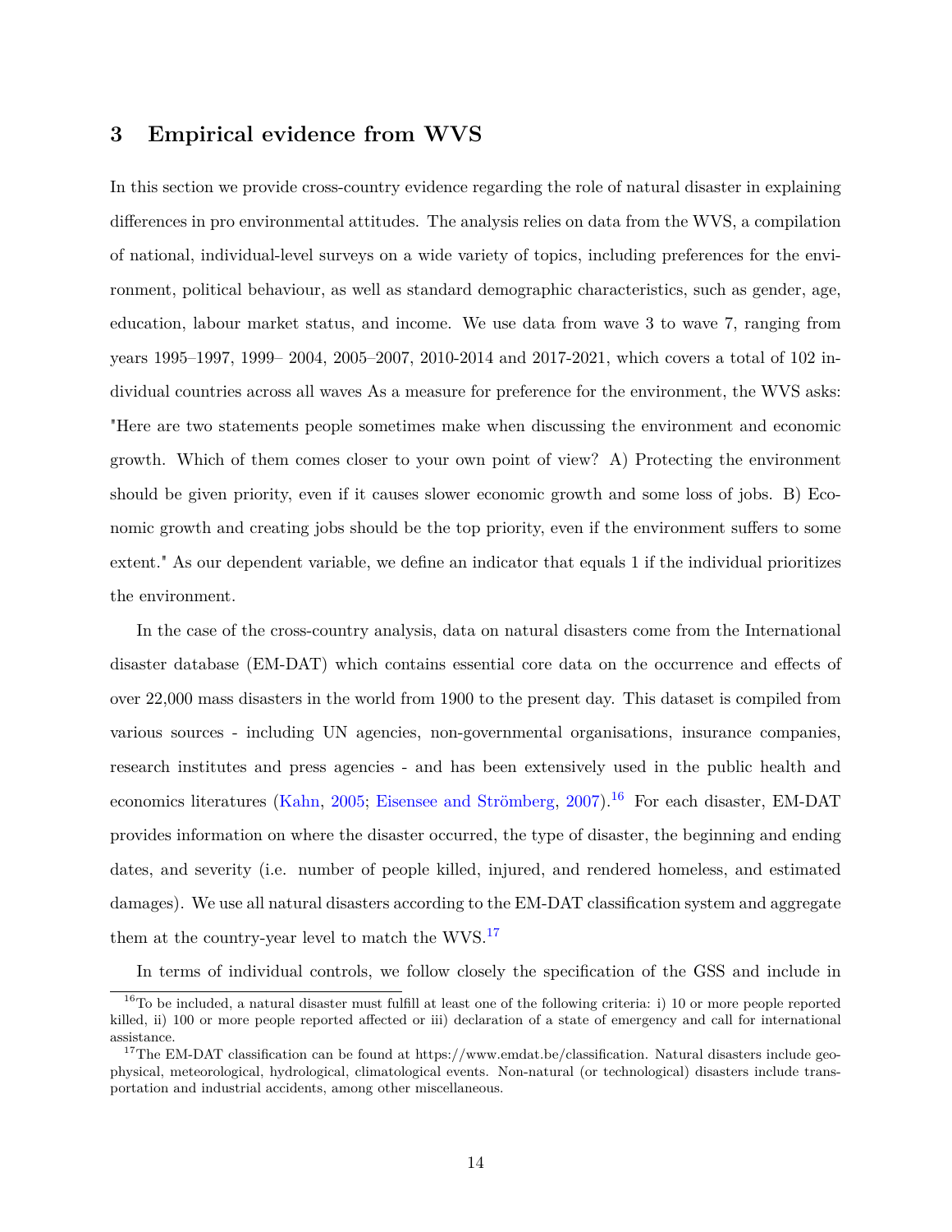## 3 Empirical evidence from WVS

In this section we provide cross-country evidence regarding the role of natural disaster in explaining differences in pro environmental attitudes. The analysis relies on data from the WVS, a compilation of national, individual-level surveys on a wide variety of topics, including preferences for the environment, political behaviour, as well as standard demographic characteristics, such as gender, age, education, labour market status, and income. We use data from wave 3 to wave 7, ranging from years 1995–1997, 1999– 2004, 2005–2007, 2010-2014 and 2017-2021, which covers a total of 102 individual countries across all waves As a measure for preference for the environment, the WVS asks: "Here are two statements people sometimes make when discussing the environment and economic growth. Which of them comes closer to your own point of view? A) Protecting the environment should be given priority, even if it causes slower economic growth and some loss of jobs. B) Economic growth and creating jobs should be the top priority, even if the environment suffers to some extent." As our dependent variable, we define an indicator that equals 1 if the individual prioritizes the environment.

In the case of the cross-country analysis, data on natural disasters come from the International disaster database (EM-DAT) which contains essential core data on the occurrence and effects of over 22,000 mass disasters in the world from 1900 to the present day. This dataset is compiled from various sources - including UN agencies, non-governmental organisations, insurance companies, research institutes and press agencies - and has been extensively used in the public health and economics literatures (Kahn, 2005; Eisensee and Strömberg, 2007).[16] For each disaster, EM-DAT provides information on where the disaster occurred, the type of disaster, the beginning and ending dates, and severity (i.e. number of people killed, injured, and rendered homeless, and estimated damages). We use all natural disasters according to the EM-DAT classification system and aggregate them at the country-year level to match the WVS.[17]

In terms of individual controls, we follow closely the specification of the GSS and include in

[16]To be included, a natural disaster must fulfill at least one of the following criteria: i) 10 or more people reported killed, ii) 100 or more people reported affected or iii) declaration of a state of emergency and call for international assistance.

[17]The EM-DAT classification can be found at https://www.emdat.be/classification. Natural disasters include geophysical, meteorological, hydrological, climatological events. Non-natural (or technological) disasters include transportation and industrial accidents, among other miscellaneous.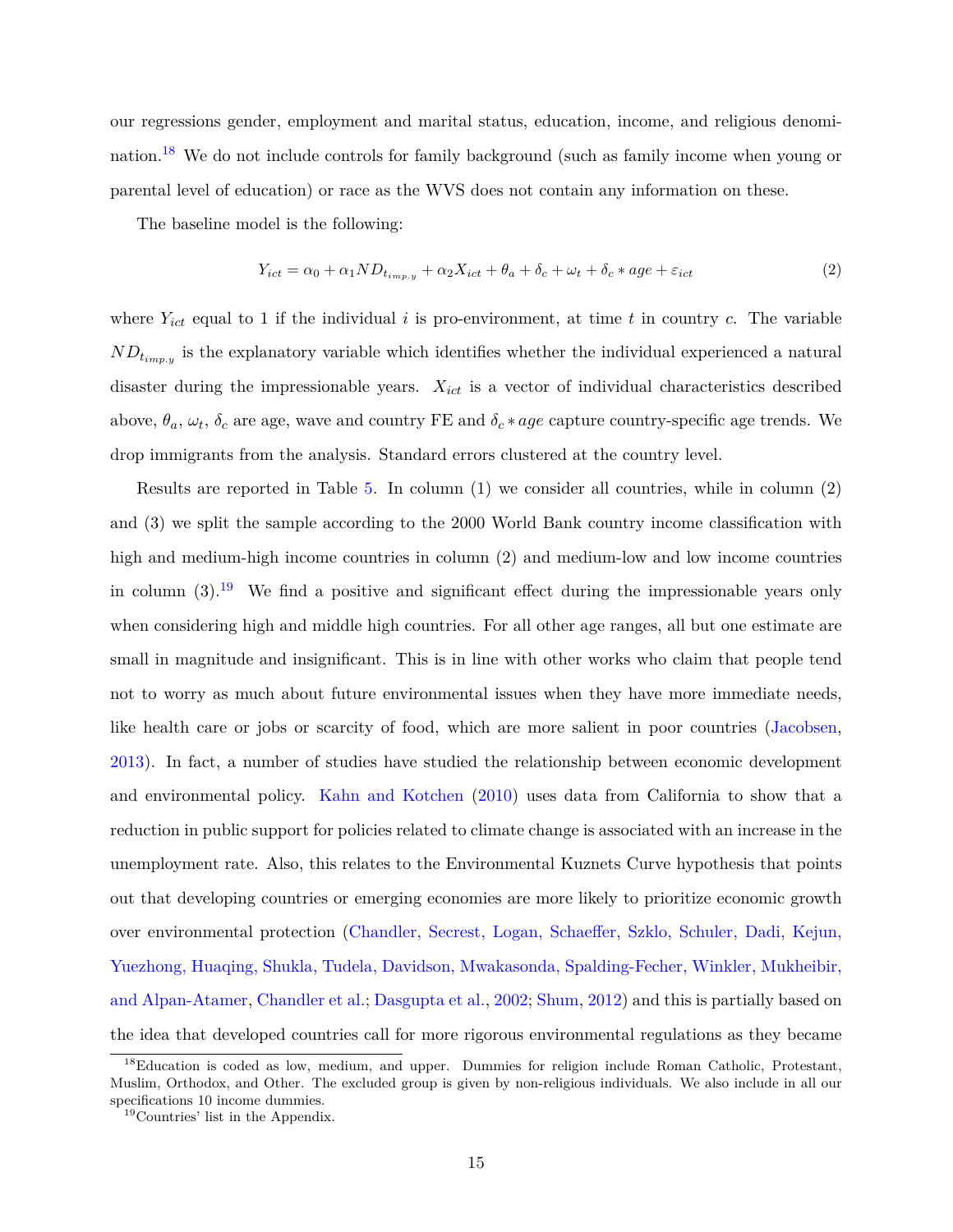our regressions gender, employment and marital status, education, income, and religious denomination.[18] We do not include controls for family background (such as family income when young or parental level of education) or race as the WVS does not contain any information on these.

The baseline model is the following:

$$Y_{ict} = \alpha_0 + \alpha_1 ND_{t_{imp.y}} + \alpha_2 X_{ict} + \theta_a + \delta_c + \omega_t + \delta_c * age + \varepsilon_{ict} \quad (2)$$

where $Y_{ict}$ equal to 1 if the individual $i$ is pro-environment, at time $t$ in country $c$. The variable $ND_{t_{imp.y}}$ is the explanatory variable which identifies whether the individual experienced a natural disaster during the impressionable years. $X_{ict}$ is a vector of individual characteristics described above, $\theta_a$, $\omega_t$, $\delta_c$ are age, wave and country FE and $\delta_c * age$ capture country-specific age trends. We drop immigrants from the analysis. Standard errors clustered at the country level.

Results are reported in Table 5. In column (1) we consider all countries, while in column (2) and (3) we split the sample according to the 2000 World Bank country income classification with high and medium-high income countries in column (2) and medium-low and low income countries in column (3).[19] We find a positive and significant effect during the impressionable years only when considering high and middle high countries. For all other age ranges, all but one estimate are small in magnitude and insignificant. This is in line with other works who claim that people tend not to worry as much about future environmental issues when they have more immediate needs, like health care or jobs or scarcity of food, which are more salient in poor countries (Jacobsen, 2013). In fact, a number of studies have studied the relationship between economic development and environmental policy. Kahn and Kotchen (2010) uses data from California to show that a reduction in public support for policies related to climate change is associated with an increase in the unemployment rate. Also, this relates to the Environmental Kuznets Curve hypothesis that points out that developing countries or emerging economies are more likely to prioritize economic growth over environmental protection (Chandler, Secrest, Logan, Schaeffer, Szklo, Schuler, Dadi, Kejun, Yuezhong, Huaqing, Shukla, Tudela, Davidson, Mwakasonda, Spalding-Fecher, Winkler, Mukheibir, and Alpan-Atamer, Chandler et al.; Dasgupta et al., 2002; Shum, 2012) and this is partially based on the idea that developed countries call for more rigorous environmental regulations as they became

[18] Education is coded as low, medium, and upper. Dummies for religion include Roman Catholic, Protestant, Muslim, Orthodox, and Other. The excluded group is given by non-religious individuals. We also include in all our specifications 10 income dummies.

[19] Countries' list in the Appendix.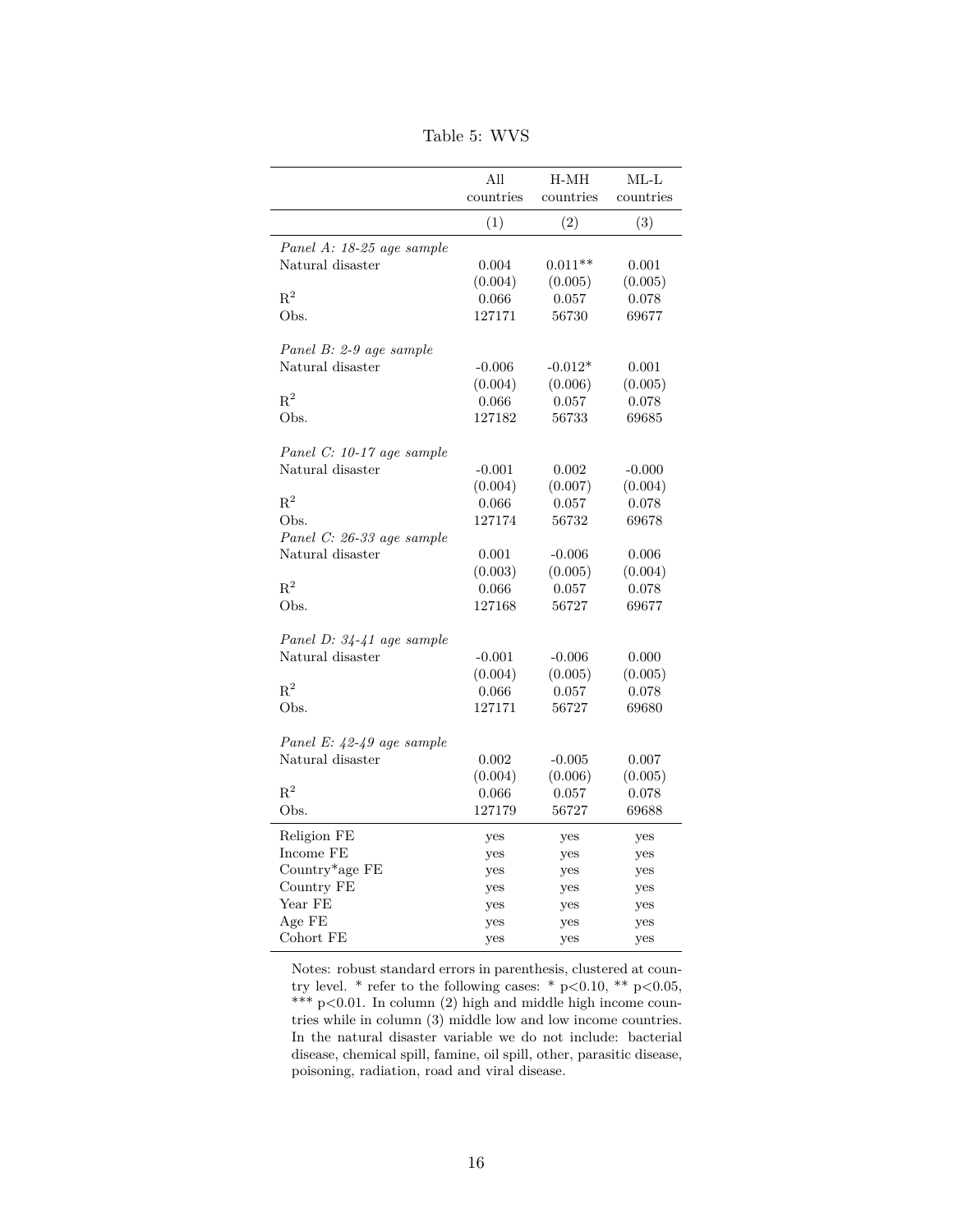Table 5: WVS

| | All countries | H-MH countries | ML-L countries |
|---|---|---|---|
| | (1) | (2) | (3) |
| *Panel A: 18-25 age sample* | | | |
| Natural disaster | 0.004 | 0.011** | 0.001 |
| | (0.004) | (0.005) | (0.005) |
| $R^2$ | 0.066 | 0.057 | 0.078 |
| Obs. | 127171 | 56730 | 69677 |
| *Panel B: 2-9 age sample* | | | |
| Natural disaster | -0.006 | -0.012* | 0.001 |
| | (0.004) | (0.006) | (0.005) |
| $R^2$ | 0.066 | 0.057 | 0.078 |
| Obs. | 127182 | 56733 | 69685 |
| *Panel C: 10-17 age sample* | | | |
| Natural disaster | -0.001 | 0.002 | -0.000 |
| | (0.004) | (0.007) | (0.004) |
| $R^2$ | 0.066 | 0.057 | 0.078 |
| Obs. | 127174 | 56732 | 69678 |
| *Panel C: 26-33 age sample* | | | |
| Natural disaster | 0.001 | -0.006 | 0.006 |
| | (0.003) | (0.005) | (0.004) |
| $R^2$ | 0.066 | 0.057 | 0.078 |
| Obs. | 127168 | 56727 | 69677 |
| *Panel D: 34-41 age sample* | | | |
| Natural disaster | -0.001 | -0.006 | 0.000 |
| | (0.004) | (0.005) | (0.005) |
| $R^2$ | 0.066 | 0.057 | 0.078 |
| Obs. | 127171 | 56727 | 69680 |
| *Panel E: 42-49 age sample* | | | |
| Natural disaster | 0.002 | -0.005 | 0.007 |
| | (0.004) | (0.006) | (0.005) |
| $R^2$ | 0.066 | 0.057 | 0.078 |
| Obs. | 127179 | 56727 | 69688 |
| Religion FE | yes | yes | yes |
| Income FE | yes | yes | yes |
| Country*age FE | yes | yes | yes |
| Country FE | yes | yes | yes |
| Year FE | yes | yes | yes |
| Age FE | yes | yes | yes |
| Cohort FE | yes | yes | yes |

Notes: robust standard errors in parenthesis, clustered at country level. * refer to the following cases: * p<0.10, ** p<0.05, *** p<0.01. In column (2) high and middle high income countries while in column (3) middle low and low income countries. In the natural disaster variable we do not include: bacterial disease, chemical spill, famine, oil spill, other, parasitic disease, poisoning, radiation, road and viral disease.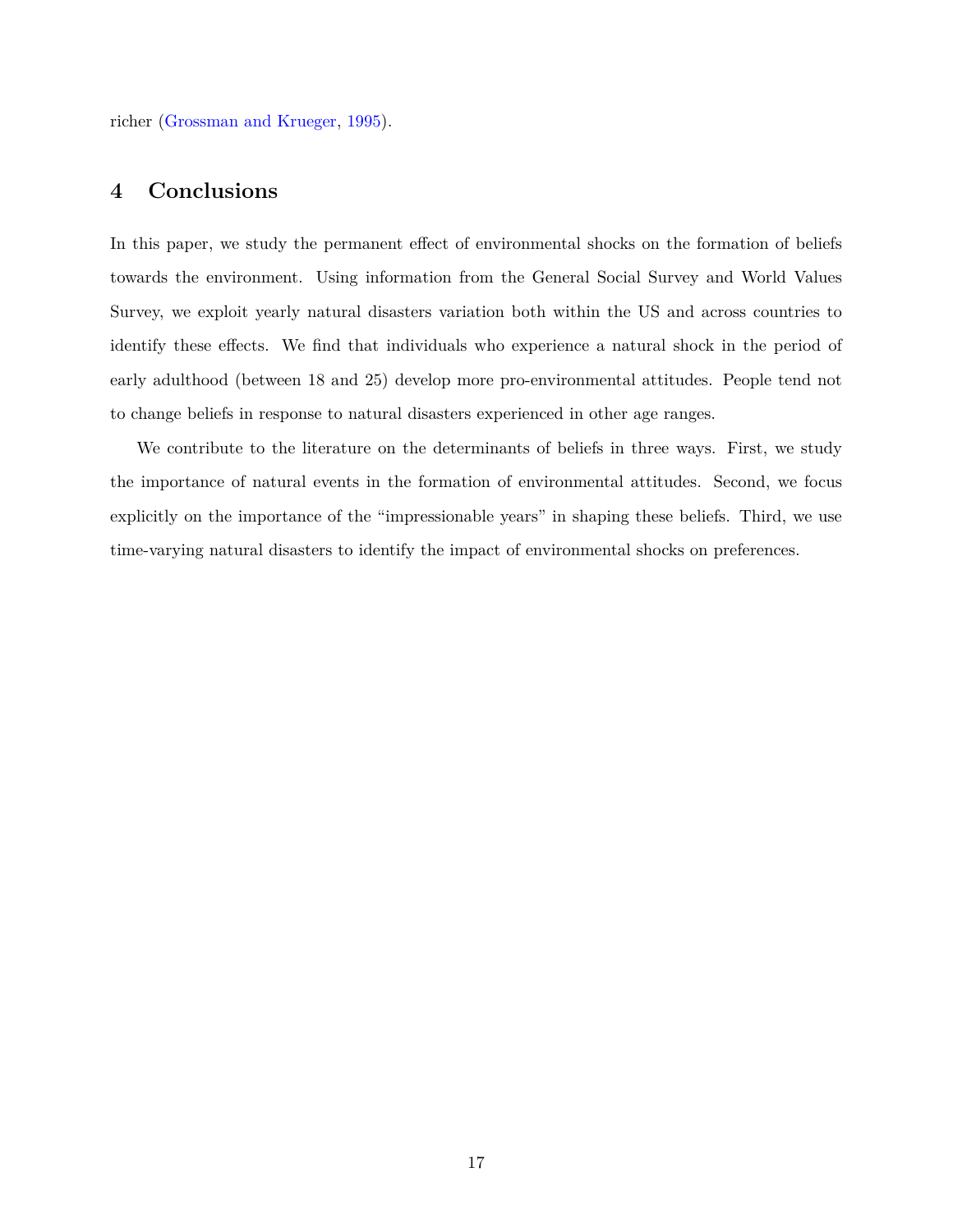richer (Grossman and Krueger, 1995).

## 4 Conclusions

In this paper, we study the permanent effect of environmental shocks on the formation of beliefs towards the environment. Using information from the General Social Survey and World Values Survey, we exploit yearly natural disasters variation both within the US and across countries to identify these effects. We find that individuals who experience a natural shock in the period of early adulthood (between 18 and 25) develop more pro-environmental attitudes. People tend not to change beliefs in response to natural disasters experienced in other age ranges.

We contribute to the literature on the determinants of beliefs in three ways. First, we study the importance of natural events in the formation of environmental attitudes. Second, we focus explicitly on the importance of the "impressionable years" in shaping these beliefs. Third, we use time-varying natural disasters to identify the impact of environmental shocks on preferences.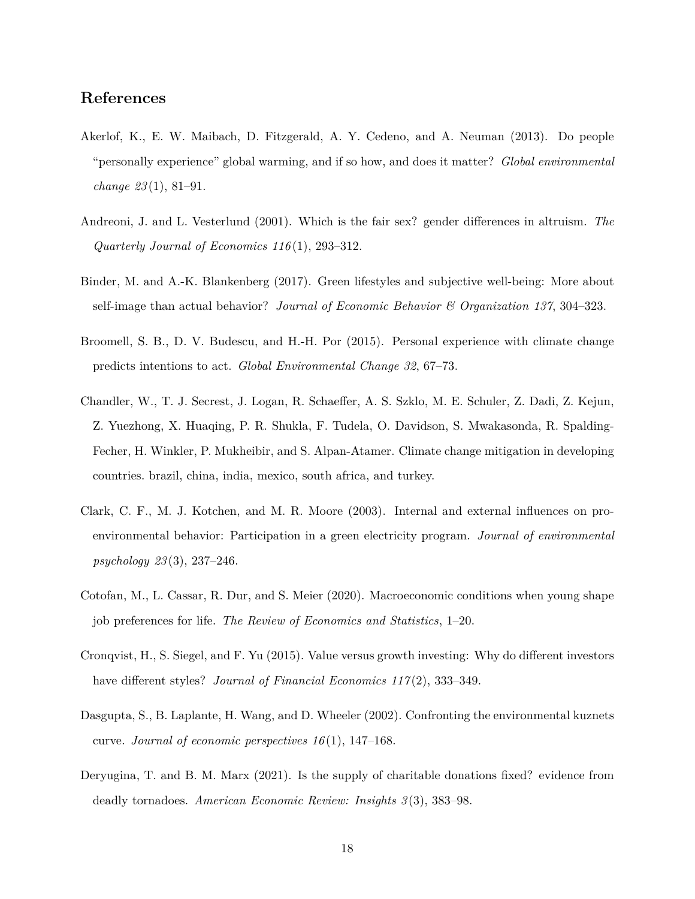## References

Akerlof, K., E. W. Maibach, D. Fitzgerald, A. Y. Cedeno, and A. Neuman (2013). Do people "personally experience" global warming, and if so how, and does it matter? *Global environmental change 23*(1), 81–91.

Andreoni, J. and L. Vesterlund (2001). Which is the fair sex? gender differences in altruism. *The Quarterly Journal of Economics 116*(1), 293–312.

Binder, M. and A.-K. Blankenberg (2017). Green lifestyles and subjective well-being: More about self-image than actual behavior? *Journal of Economic Behavior & Organization 137*, 304–323.

Broomell, S. B., D. V. Budescu, and H.-H. Por (2015). Personal experience with climate change predicts intentions to act. *Global Environmental Change 32*, 67–73.

Chandler, W., T. J. Secrest, J. Logan, R. Schaeffer, A. S. Szklo, M. E. Schuler, Z. Dadi, Z. Kejun, Z. Yuezhong, X. Huaqing, P. R. Shukla, F. Tudela, O. Davidson, S. Mwakasonda, R. Spalding-Fecher, H. Winkler, P. Mukheibir, and S. Alpan-Atamer. Climate change mitigation in developing countries. brazil, china, india, mexico, south africa, and turkey.

Clark, C. F., M. J. Kotchen, and M. R. Moore (2003). Internal and external influences on pro-environmental behavior: Participation in a green electricity program. *Journal of environmental psychology 23*(3), 237–246.

Cotofan, M., L. Cassar, R. Dur, and S. Meier (2020). Macroeconomic conditions when young shape job preferences for life. *The Review of Economics and Statistics*, 1–20.

Cronqvist, H., S. Siegel, and F. Yu (2015). Value versus growth investing: Why do different investors have different styles? *Journal of Financial Economics 117*(2), 333–349.

Dasgupta, S., B. Laplante, H. Wang, and D. Wheeler (2002). Confronting the environmental kuznets curve. *Journal of economic perspectives 16*(1), 147–168.

Deryugina, T. and B. M. Marx (2021). Is the supply of charitable donations fixed? evidence from deadly tornadoes. *American Economic Review: Insights 3*(3), 383–98.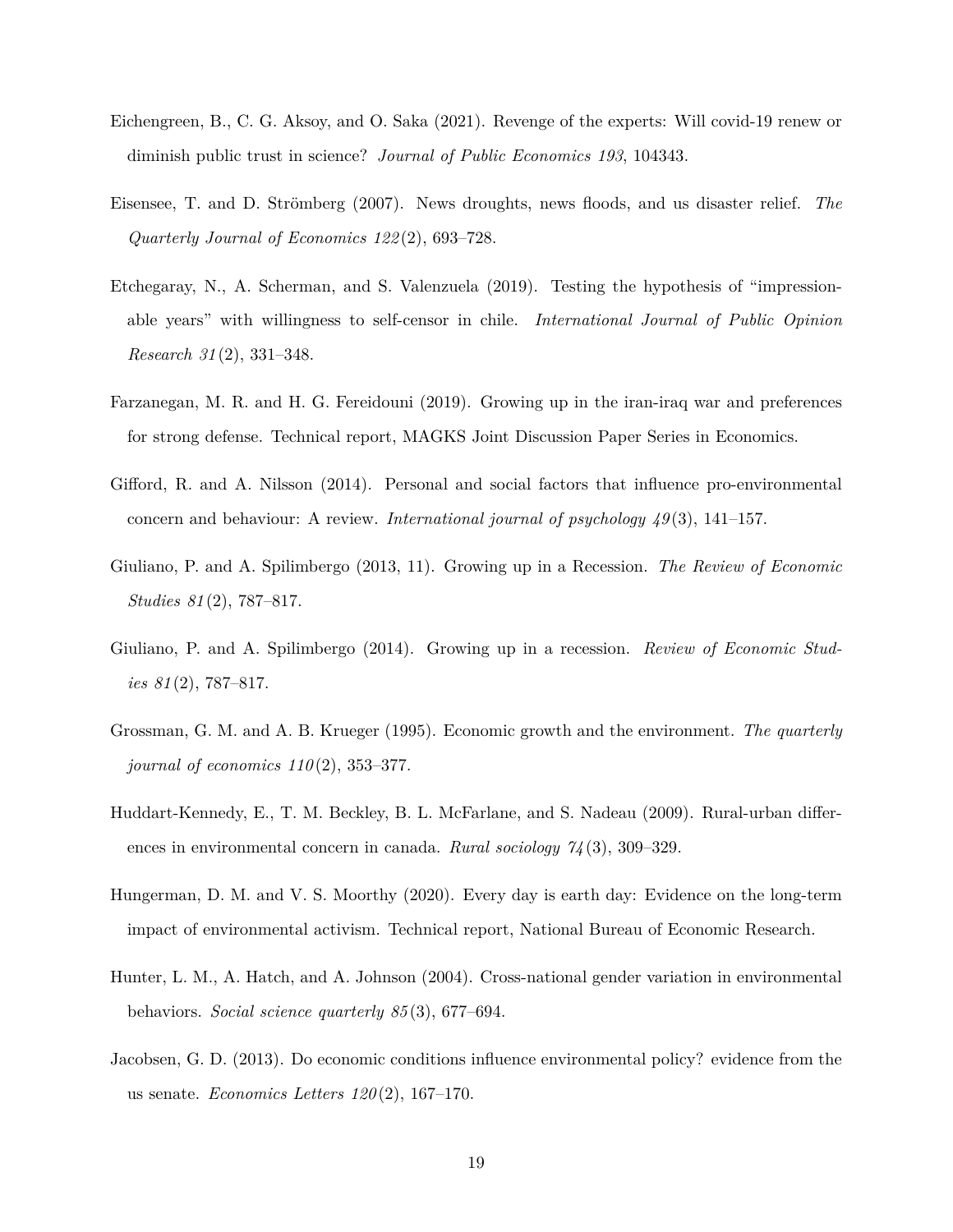Eichengreen, B., C. G. Aksoy, and O. Saka (2021). Revenge of the experts: Will covid-19 renew or diminish public trust in science? *Journal of Public Economics 193*, 104343.

Eisensee, T. and D. Strömberg (2007). News droughts, news floods, and us disaster relief. *The Quarterly Journal of Economics 122*(2), 693–728.

Etchegaray, N., A. Scherman, and S. Valenzuela (2019). Testing the hypothesis of "impressionable years" with willingness to self-censor in chile. *International Journal of Public Opinion Research 31*(2), 331–348.

Farzanegan, M. R. and H. G. Fereidouni (2019). Growing up in the iran-iraq war and preferences for strong defense. Technical report, MAGKS Joint Discussion Paper Series in Economics.

Gifford, R. and A. Nilsson (2014). Personal and social factors that influence pro-environmental concern and behaviour: A review. *International journal of psychology 49*(3), 141–157.

Giuliano, P. and A. Spilimbergo (2013, 11). Growing up in a Recession. *The Review of Economic Studies 81*(2), 787–817.

Giuliano, P. and A. Spilimbergo (2014). Growing up in a recession. *Review of Economic Studies 81*(2), 787–817.

Grossman, G. M. and A. B. Krueger (1995). Economic growth and the environment. *The quarterly journal of economics 110*(2), 353–377.

Huddart-Kennedy, E., T. M. Beckley, B. L. McFarlane, and S. Nadeau (2009). Rural-urban differences in environmental concern in canada. *Rural sociology 74*(3), 309–329.

Hungerman, D. M. and V. S. Moorthy (2020). Every day is earth day: Evidence on the long-term impact of environmental activism. Technical report, National Bureau of Economic Research.

Hunter, L. M., A. Hatch, and A. Johnson (2004). Cross-national gender variation in environmental behaviors. *Social science quarterly 85*(3), 677–694.

Jacobsen, G. D. (2013). Do economic conditions influence environmental policy? evidence from the us senate. *Economics Letters 120*(2), 167–170.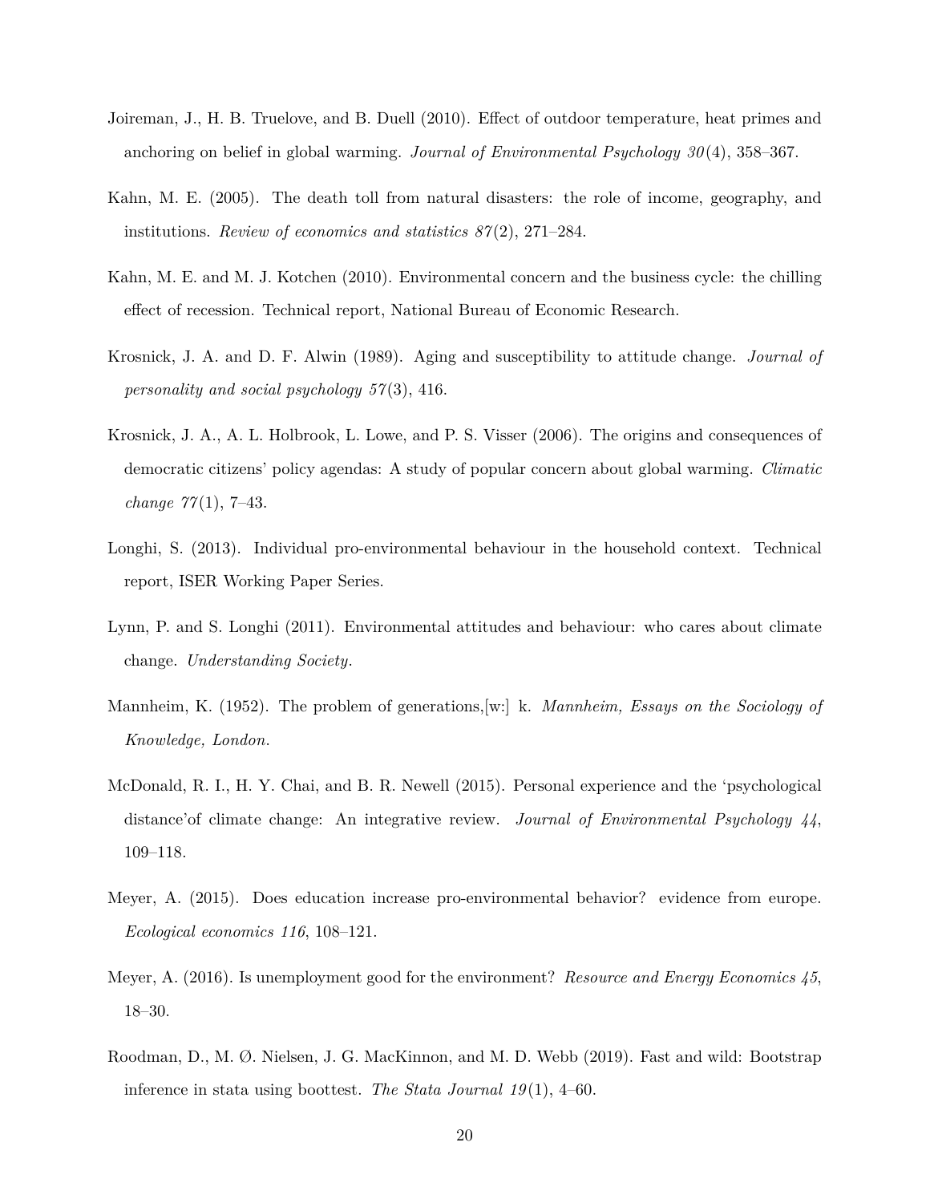Joireman, J., H. B. Truelove, and B. Duell (2010). Effect of outdoor temperature, heat primes and anchoring on belief in global warming. *Journal of Environmental Psychology 30*(4), 358–367.

Kahn, M. E. (2005). The death toll from natural disasters: the role of income, geography, and institutions. *Review of economics and statistics 87*(2), 271–284.

Kahn, M. E. and M. J. Kotchen (2010). Environmental concern and the business cycle: the chilling effect of recession. Technical report, National Bureau of Economic Research.

Krosnick, J. A. and D. F. Alwin (1989). Aging and susceptibility to attitude change. *Journal of personality and social psychology 57*(3), 416.

Krosnick, J. A., A. L. Holbrook, L. Lowe, and P. S. Visser (2006). The origins and consequences of democratic citizens' policy agendas: A study of popular concern about global warming. *Climatic change 77*(1), 7–43.

Longhi, S. (2013). Individual pro-environmental behaviour in the household context. Technical report, ISER Working Paper Series.

Lynn, P. and S. Longhi (2011). Environmental attitudes and behaviour: who cares about climate change. *Understanding Society*.

Mannheim, K. (1952). The problem of generations,[w:] k. *Mannheim, Essays on the Sociology of Knowledge, London*.

McDonald, R. I., H. Y. Chai, and B. R. Newell (2015). Personal experience and the 'psychological distance'of climate change: An integrative review. *Journal of Environmental Psychology 44*, 109–118.

Meyer, A. (2015). Does education increase pro-environmental behavior? evidence from europe. *Ecological economics 116*, 108–121.

Meyer, A. (2016). Is unemployment good for the environment? *Resource and Energy Economics 45*, 18–30.

Roodman, D., M. Ø. Nielsen, J. G. MacKinnon, and M. D. Webb (2019). Fast and wild: Bootstrap inference in stata using boottest. *The Stata Journal 19*(1), 4–60.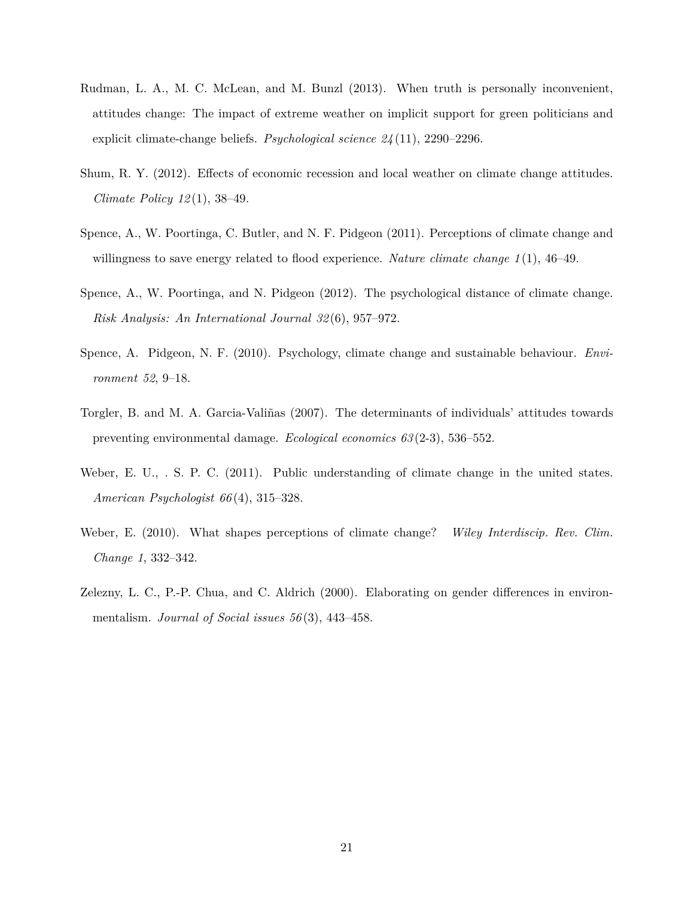Rudman, L. A., M. C. McLean, and M. Bunzl (2013). When truth is personally inconvenient, attitudes change: The impact of extreme weather on implicit support for green politicians and explicit climate-change beliefs. *Psychological science 24*(11), 2290–2296.

Shum, R. Y. (2012). Effects of economic recession and local weather on climate change attitudes. *Climate Policy 12*(1), 38–49.

Spence, A., W. Poortinga, C. Butler, and N. F. Pidgeon (2011). Perceptions of climate change and willingness to save energy related to flood experience. *Nature climate change 1*(1), 46–49.

Spence, A., W. Poortinga, and N. Pidgeon (2012). The psychological distance of climate change. *Risk Analysis: An International Journal 32*(6), 957–972.

Spence, A. Pidgeon, N. F. (2010). Psychology, climate change and sustainable behaviour. *Environment 52*, 9–18.

Torgler, B. and M. A. Garcia-Valiñas (2007). The determinants of individuals' attitudes towards preventing environmental damage. *Ecological economics 63*(2-3), 536–552.

Weber, E. U., . S. P. C. (2011). Public understanding of climate change in the united states. *American Psychologist 66*(4), 315–328.

Weber, E. (2010). What shapes perceptions of climate change? *Wiley Interdiscip. Rev. Clim. Change 1*, 332–342.

Zelezny, L. C., P.-P. Chua, and C. Aldrich (2000). Elaborating on gender differences in environmentalism. *Journal of Social issues 56*(3), 443–458.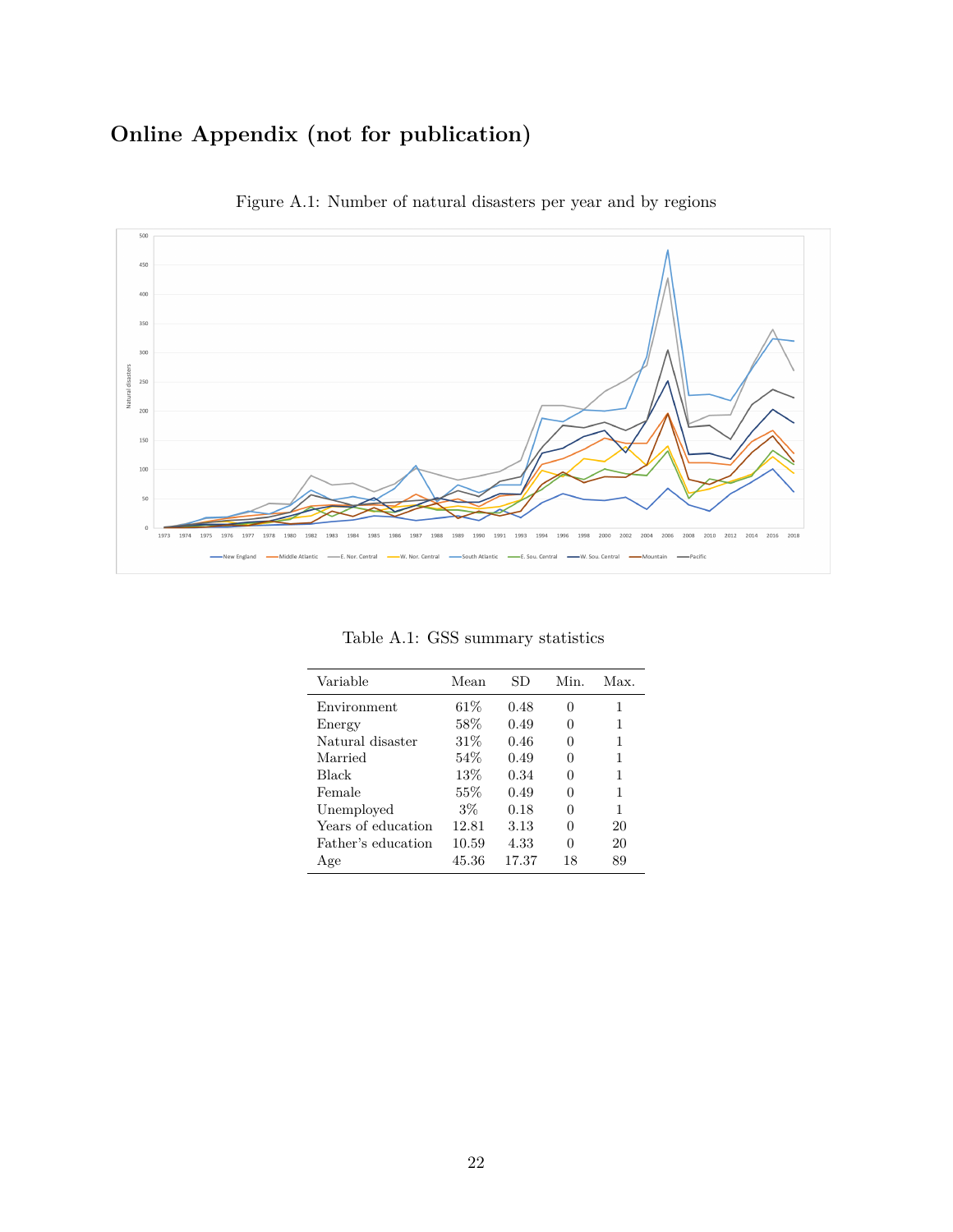# Online Appendix (not for publication)

Figure A.1: Number of natural disasters per year and by regions

Table A.1: GSS summary statistics

| Variable | Mean | SD | Min. | Max. |
|---|---|---|---|---|
| Environment | 61% | 0.48 | 0 | 1 |
| Energy | 58% | 0.49 | 0 | 1 |
| Natural disaster | 31% | 0.46 | 0 | 1 |
| Married | 54% | 0.49 | 0 | 1 |
| Black | 13% | 0.34 | 0 | 1 |
| Female | 55% | 0.49 | 0 | 1 |
| Unemployed | 3% | 0.18 | 0 | 1 |
| Years of education | 12.81 | 3.13 | 0 | 20 |
| Father's education | 10.59 | 4.33 | 0 | 20 |
| Age | 45.36 | 17.37 | 18 | 89 |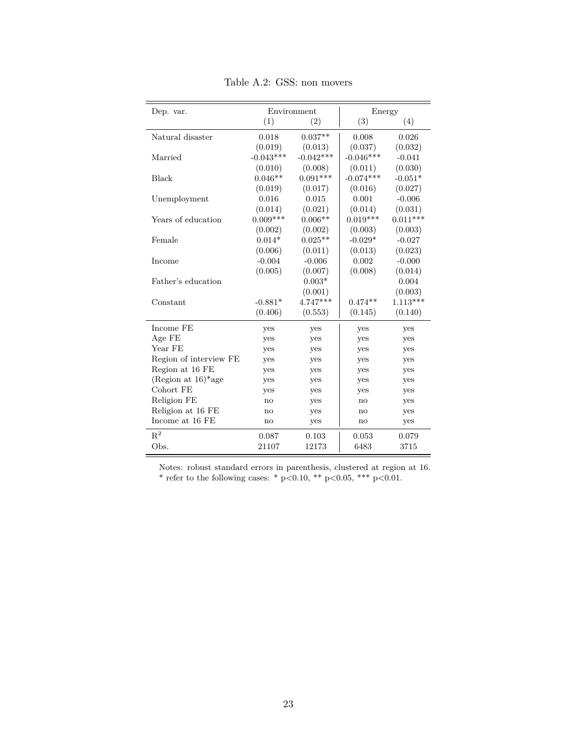Table A.2: GSS: non movers

| Dep. var. | Environment | | Energy | |
|---|---|---|---|---|
| | (1) | (2) | (3) | (4) |
| Natural disaster | 0.018 | 0.037** | 0.008 | 0.026 |
| | (0.019) | (0.013) | (0.037) | (0.032) |
| Married | -0.043*** | -0.042*** | -0.046*** | -0.041 |
| | (0.010) | (0.008) | (0.011) | (0.030) |
| Black | 0.046** | 0.091*** | -0.074*** | -0.051* |
| | (0.019) | (0.017) | (0.016) | (0.027) |
| Unemployment | 0.016 | 0.015 | 0.001 | -0.006 |
| | (0.014) | (0.021) | (0.014) | (0.031) |
| Years of education | 0.009*** | 0.006** | 0.019*** | 0.011*** |
| | (0.002) | (0.002) | (0.003) | (0.003) |
| Female | 0.014* | 0.025** | -0.029* | -0.027 |
| | (0.006) | (0.011) | (0.013) | (0.023) |
| Income | -0.004 | -0.006 | 0.002 | -0.000 |
| | (0.005) | (0.007) | (0.008) | (0.014) |
| Father's education | | 0.003* | | 0.004 |
| | | (0.001) | | (0.003) |
| Constant | -0.881* | 4.747*** | 0.474** | 1.113*** |
| | (0.406) | (0.553) | (0.145) | (0.140) |
| Income FE | yes | yes | yes | yes |
| Age FE | yes | yes | yes | yes |
| Year FE | yes | yes | yes | yes |
| Region of interview FE | yes | yes | yes | yes |
| Region at 16 FE | yes | yes | yes | yes |
| (Region at 16)*age | yes | yes | yes | yes |
| Cohort FE | yes | yes | yes | yes |
| Religion FE | no | yes | no | yes |
| Religion at 16 FE | no | yes | no | yes |
| Income at 16 FE | no | yes | no | yes |
| $R^2$ | 0.087 | 0.103 | 0.053 | 0.079 |
| Obs. | 21107 | 12173 | 6483 | 3715 |

Notes: robust standard errors in parenthesis, clustered at region at 16.
* refer to the following cases: * $p<0.10$, ** $p<0.05$, *** $p<0.01$.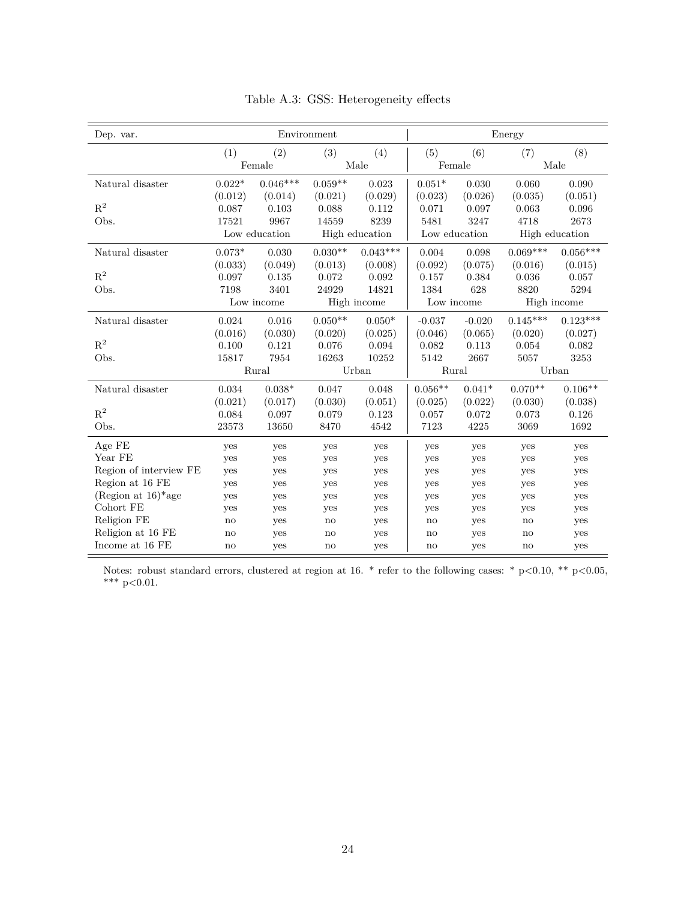Table A.3: GSS: Heterogeneity effects

| Dep. var. | Environment | | | | Energy | | | |
|---|---|---|---|---|---|---|---|---|
| | (1) | (2) | (3) | (4) | (5) | (6) | (7) | (8) |
| | Female | | Male | | Female | | Male | |
| Natural disaster | 0.022* | 0.046*** | 0.059** | 0.023 | 0.051* | 0.030 | 0.060 | 0.090 |
| | (0.012) | (0.014) | (0.021) | (0.029) | (0.023) | (0.026) | (0.035) | (0.051) |
| $R^2$ | 0.087 | 0.103 | 0.088 | 0.112 | 0.071 | 0.097 | 0.063 | 0.096 |
| Obs. | 17521 | 9967 | 14559 | 8239 | 5481 | 3247 | 4718 | 2673 |
| | Low education | | High education | | Low education | | High education | |
| Natural disaster | 0.073* | 0.030 | 0.030** | 0.043*** | 0.004 | 0.098 | 0.069*** | 0.056*** |
| | (0.033) | (0.049) | (0.013) | (0.008) | (0.092) | (0.075) | (0.016) | (0.015) |
| $R^2$ | 0.097 | 0.135 | 0.072 | 0.092 | 0.157 | 0.384 | 0.036 | 0.057 |
| Obs. | 7198 | 3401 | 24929 | 14821 | 1384 | 628 | 8820 | 5294 |
| | Low income | | High income | | Low income | | High income | |
| Natural disaster | 0.024 | 0.016 | 0.050** | 0.050* | -0.037 | -0.020 | 0.145*** | 0.123*** |
| | (0.016) | (0.030) | (0.020) | (0.025) | (0.046) | (0.065) | (0.020) | (0.027) |
| $R^2$ | 0.100 | 0.121 | 0.076 | 0.094 | 0.082 | 0.113 | 0.054 | 0.082 |
| Obs. | 15817 | 7954 | 16263 | 10252 | 5142 | 2667 | 5057 | 3253 |
| | Rural | | Urban | | Rural | | Urban | |
| Natural disaster | 0.034 | 0.038* | 0.047 | 0.048 | 0.056** | 0.041* | 0.070** | 0.106** |
| | (0.021) | (0.017) | (0.030) | (0.051) | (0.025) | (0.022) | (0.030) | (0.038) |
| $R^2$ | 0.084 | 0.097 | 0.079 | 0.123 | 0.057 | 0.072 | 0.073 | 0.126 |
| Obs. | 23573 | 13650 | 8470 | 4542 | 7123 | 4225 | 3069 | 1692 |
| Age FE | yes | yes | yes | yes | yes | yes | yes | yes |
| Year FE | yes | yes | yes | yes | yes | yes | yes | yes |
| Region of interview FE | yes | yes | yes | yes | yes | yes | yes | yes |
| Region at 16 FE | yes | yes | yes | yes | yes | yes | yes | yes |
| (Region at 16)*age | yes | yes | yes | yes | yes | yes | yes | yes |
| Cohort FE | yes | yes | yes | yes | yes | yes | yes | yes |
| Religion FE | no | yes | no | yes | no | yes | no | yes |
| Religion at 16 FE | no | yes | no | yes | no | yes | no | yes |
| Income at 16 FE | no | yes | no | yes | no | yes | no | yes |

Notes: robust standard errors, clustered at region at 16. * refer to the following cases: * p<0.10, ** p<0.05, *** p<0.01.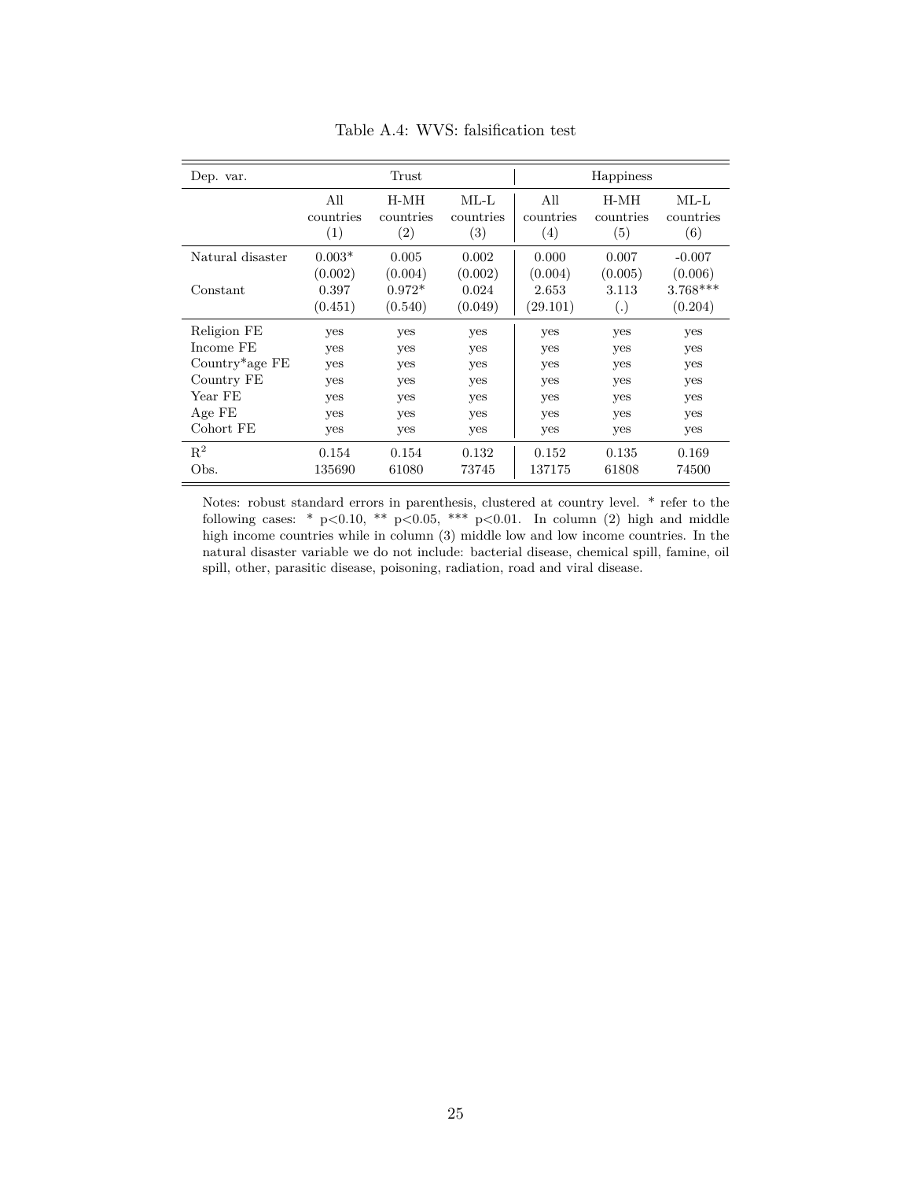Table A.4: WVS: falsification test

| Dep. var. | Trust | | | Happiness | | |
|---|---|---|---|---|---|---|
| | All countries (1) | H-MH countries (2) | ML-L countries (3) | All countries (4) | H-MH countries (5) | ML-L countries (6) |
| Natural disaster | 0.003* | 0.005 | 0.002 | 0.000 | 0.007 | -0.007 |
| | (0.002) | (0.004) | (0.002) | (0.004) | (0.005) | (0.006) |
| Constant | 0.397 | 0.972* | 0.024 | 2.653 | 3.113 | 3.768*** |
| | (0.451) | (0.540) | (0.049) | (29.101) | (.) | (0.204) |
| Religion FE | yes | yes | yes | yes | yes | yes |
| Income FE | yes | yes | yes | yes | yes | yes |
| Country*age FE | yes | yes | yes | yes | yes | yes |
| Country FE | yes | yes | yes | yes | yes | yes |
| Year FE | yes | yes | yes | yes | yes | yes |
| Age FE | yes | yes | yes | yes | yes | yes |
| Cohort FE | yes | yes | yes | yes | yes | yes |
| $R^2$ | 0.154 | 0.154 | 0.132 | 0.152 | 0.135 | 0.169 |
| Obs. | 135690 | 61080 | 73745 | 137175 | 61808 | 74500 |

Notes: robust standard errors in parenthesis, clustered at country level. * refer to the following cases: * $p<0.10$, ** $p<0.05$, *** $p<0.01$. In column (2) high and middle high income countries while in column (3) middle low and low income countries. In the natural disaster variable we do not include: bacterial disease, chemical spill, famine, oil spill, other, parasitic disease, poisoning, radiation, road and viral disease.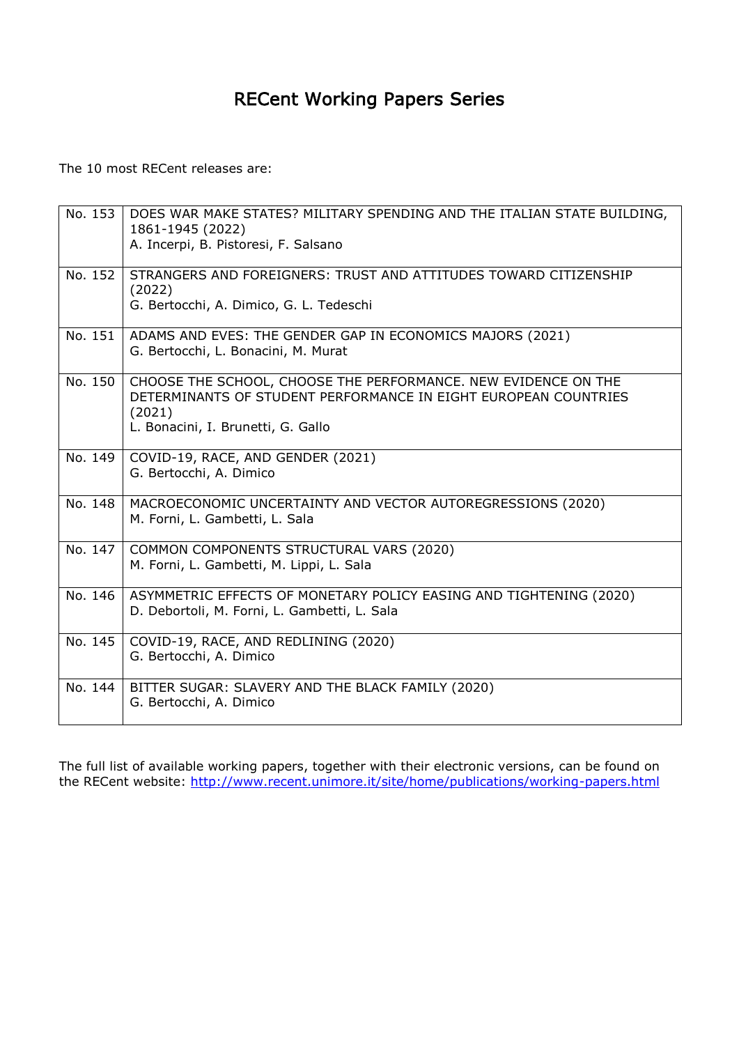# RECent Working Papers Series

The 10 most RECent releases are:

| | |
|---|---|
| No. 153 | DOES WAR MAKE STATES? MILITARY SPENDING AND THE ITALIAN STATE BUILDING, 1861-1945 (2022)<br>A. Incerpi, B. Pistoresi, F. Salsano |
| No. 152 | STRANGERS AND FOREIGNERS: TRUST AND ATTITUDES TOWARD CITIZENSHIP (2022)<br>G. Bertocchi, A. Dimico, G. L. Tedeschi |
| No. 151 | ADAMS AND EVES: THE GENDER GAP IN ECONOMICS MAJORS (2021)<br>G. Bertocchi, L. Bonacini, M. Murat |
| No. 150 | CHOOSE THE SCHOOL, CHOOSE THE PERFORMANCE. NEW EVIDENCE ON THE DETERMINANTS OF STUDENT PERFORMANCE IN EIGHT EUROPEAN COUNTRIES (2021)<br>L. Bonacini, I. Brunetti, G. Gallo |
| No. 149 | COVID-19, RACE, AND GENDER (2021)<br>G. Bertocchi, A. Dimico |
| No. 148 | MACROECONOMIC UNCERTAINTY AND VECTOR AUTOREGRESSIONS (2020)<br>M. Forni, L. Gambetti, L. Sala |
| No. 147 | COMMON COMPONENTS STRUCTURAL VARS (2020)<br>M. Forni, L. Gambetti, M. Lippi, L. Sala |
| No. 146 | ASYMMETRIC EFFECTS OF MONETARY POLICY EASING AND TIGHTENING (2020)<br>D. Debortoli, M. Forni, L. Gambetti, L. Sala |
| No. 145 | COVID-19, RACE, AND REDLINING (2020)<br>G. Bertocchi, A. Dimico |
| No. 144 | BITTER SUGAR: SLAVERY AND THE BLACK FAMILY (2020)<br>G. Bertocchi, A. Dimico |

The full list of available working papers, together with their electronic versions, can be found on the RECent website: http://www.recent.unimore.it/site/home/publications/working-papers.html